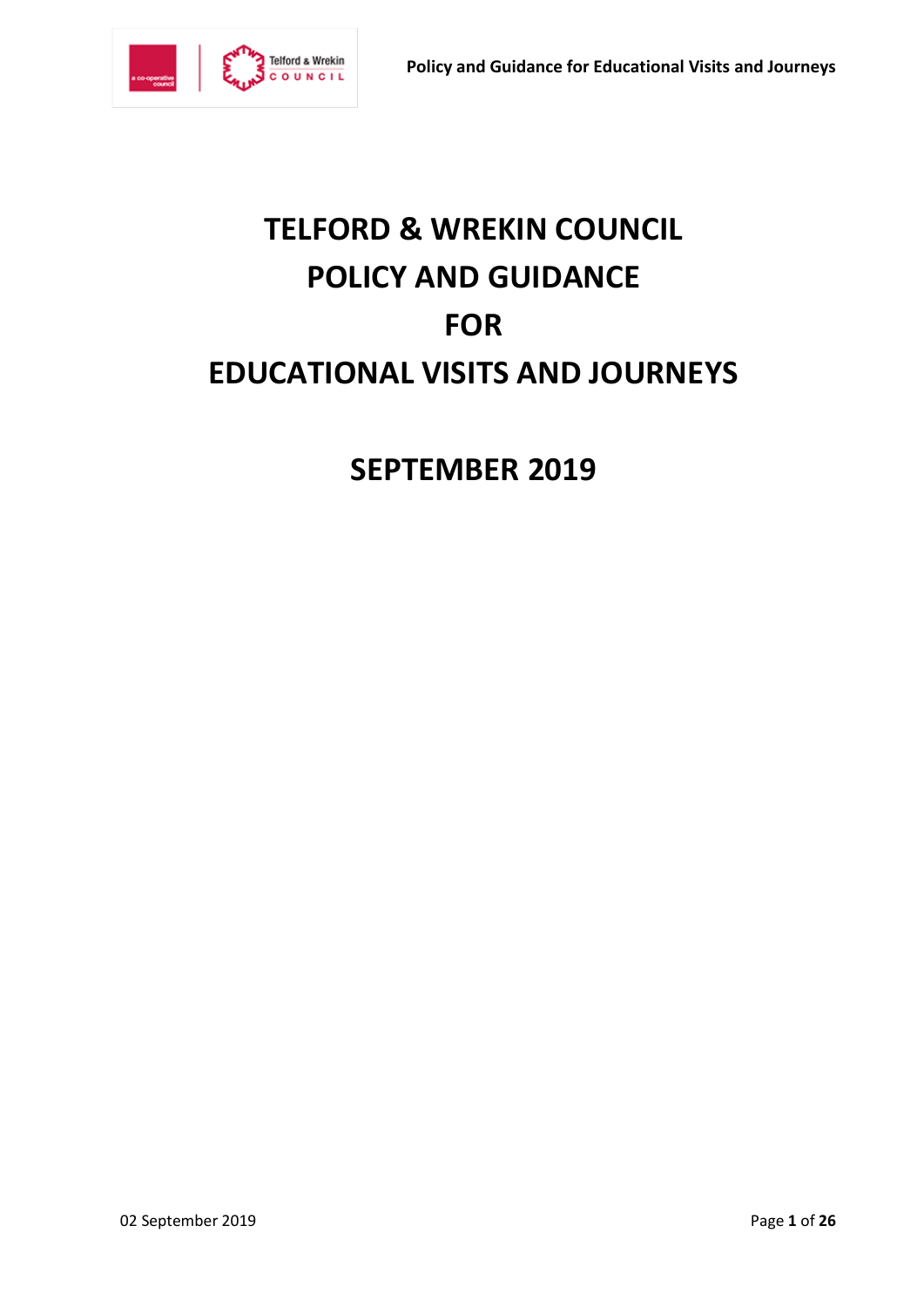# TELFORD & WREKIN COUNCIL POLICY AND GUIDANCE FOR EDUCATIONAL VISITS AND JOURNEYS

## SEPTEMBER 2019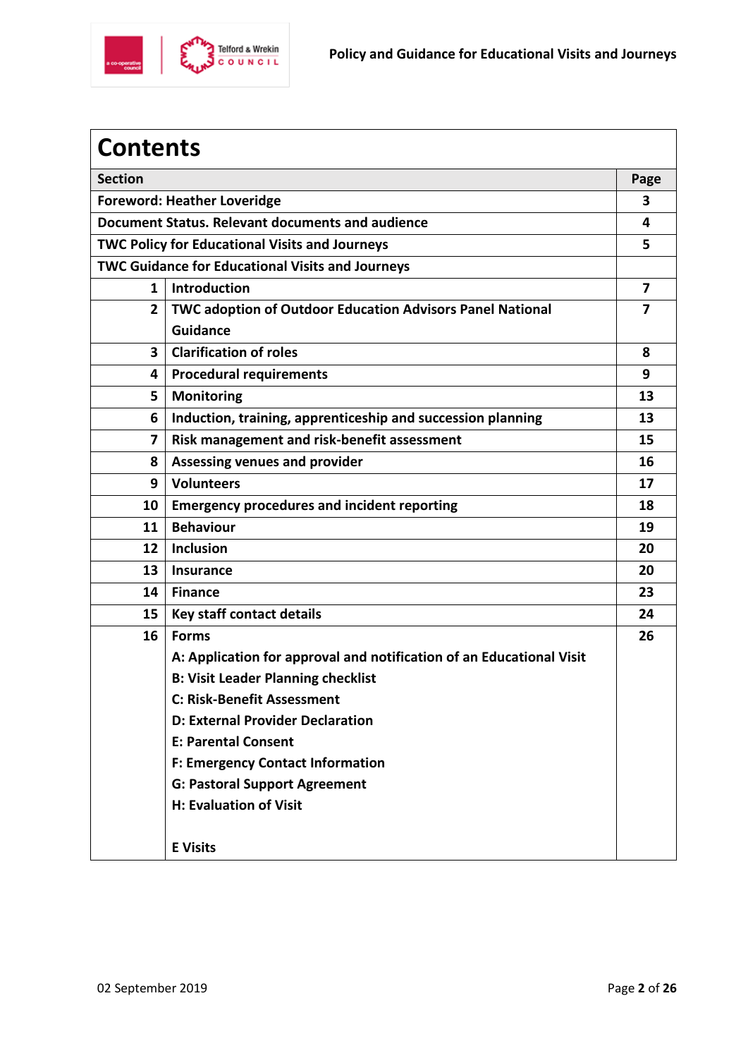# Contents

| Section | | Page |
|---|---|---|
| Foreword: Heather Loveridge | | 3 |
| Document Status. Relevant documents and audience | | 4 |
| TWC Policy for Educational Visits and Journeys | | 5 |
| TWC Guidance for Educational Visits and Journeys | | |
| 1 | Introduction | 7 |
| 2 | TWC adoption of Outdoor Education Advisors Panel National Guidance | 7 |
| 3 | Clarification of roles | 8 |
| 4 | Procedural requirements | 9 |
| 5 | Monitoring | 13 |
| 6 | Induction, training, apprenticeship and succession planning | 13 |
| 7 | Risk management and risk-benefit assessment | 15 |
| 8 | Assessing venues and provider | 16 |
| 9 | Volunteers | 17 |
| 10 | Emergency procedures and incident reporting | 18 |
| 11 | Behaviour | 19 |
| 12 | Inclusion | 20 |
| 13 | Insurance | 20 |
| 14 | Finance | 23 |
| 15 | Key staff contact details | 24 |
| 16 | Forms<br>A: Application for approval and notification of an Educational Visit<br>B: Visit Leader Planning checklist<br>C: Risk-Benefit Assessment<br>D: External Provider Declaration<br>E: Parental Consent<br>F: Emergency Contact Information<br>G: Pastoral Support Agreement<br>H: Evaluation of Visit<br><br>E Visits | 26 |

02 September 2019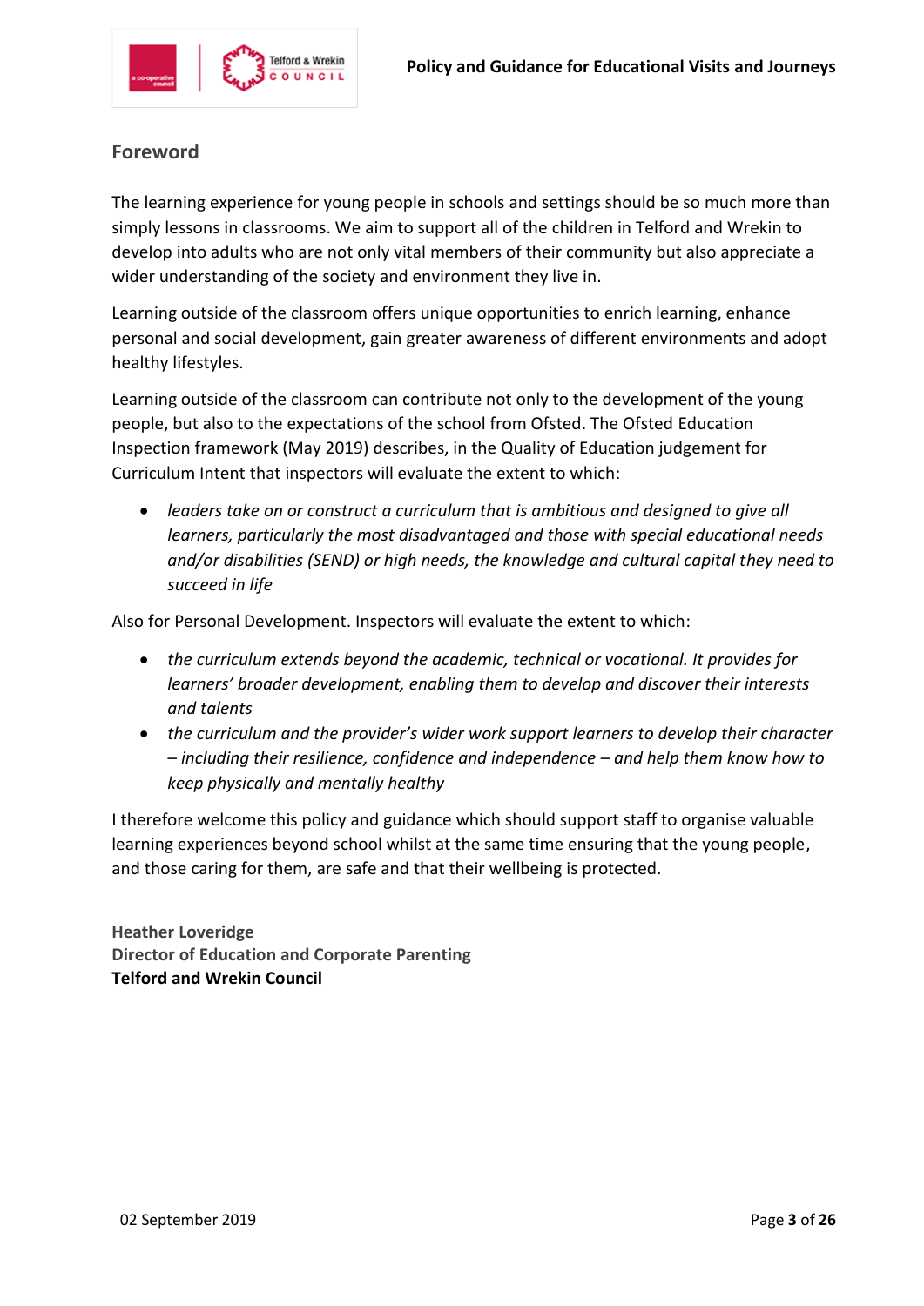## Foreword

The learning experience for young people in schools and settings should be so much more than simply lessons in classrooms. We aim to support all of the children in Telford and Wrekin to develop into adults who are not only vital members of their community but also appreciate a wider understanding of the society and environment they live in.

Learning outside of the classroom offers unique opportunities to enrich learning, enhance personal and social development, gain greater awareness of different environments and adopt healthy lifestyles.

Learning outside of the classroom can contribute not only to the development of the young people, but also to the expectations of the school from Ofsted. The Ofsted Education Inspection framework (May 2019) describes, in the Quality of Education judgement for Curriculum Intent that inspectors will evaluate the extent to which:

- *leaders take on or construct a curriculum that is ambitious and designed to give all learners, particularly the most disadvantaged and those with special educational needs and/or disabilities (SEND) or high needs, the knowledge and cultural capital they need to succeed in life*

Also for Personal Development. Inspectors will evaluate the extent to which:

- *the curriculum extends beyond the academic, technical or vocational. It provides for learners' broader development, enabling them to develop and discover their interests and talents*
- *the curriculum and the provider's wider work support learners to develop their character – including their resilience, confidence and independence – and help them know how to keep physically and mentally healthy*

I therefore welcome this policy and guidance which should support staff to organise valuable learning experiences beyond school whilst at the same time ensuring that the young people, and those caring for them, are safe and that their wellbeing is protected.

**Heather Loveridge**
**Director of Education and Corporate Parenting**
**Telford and Wrekin Council**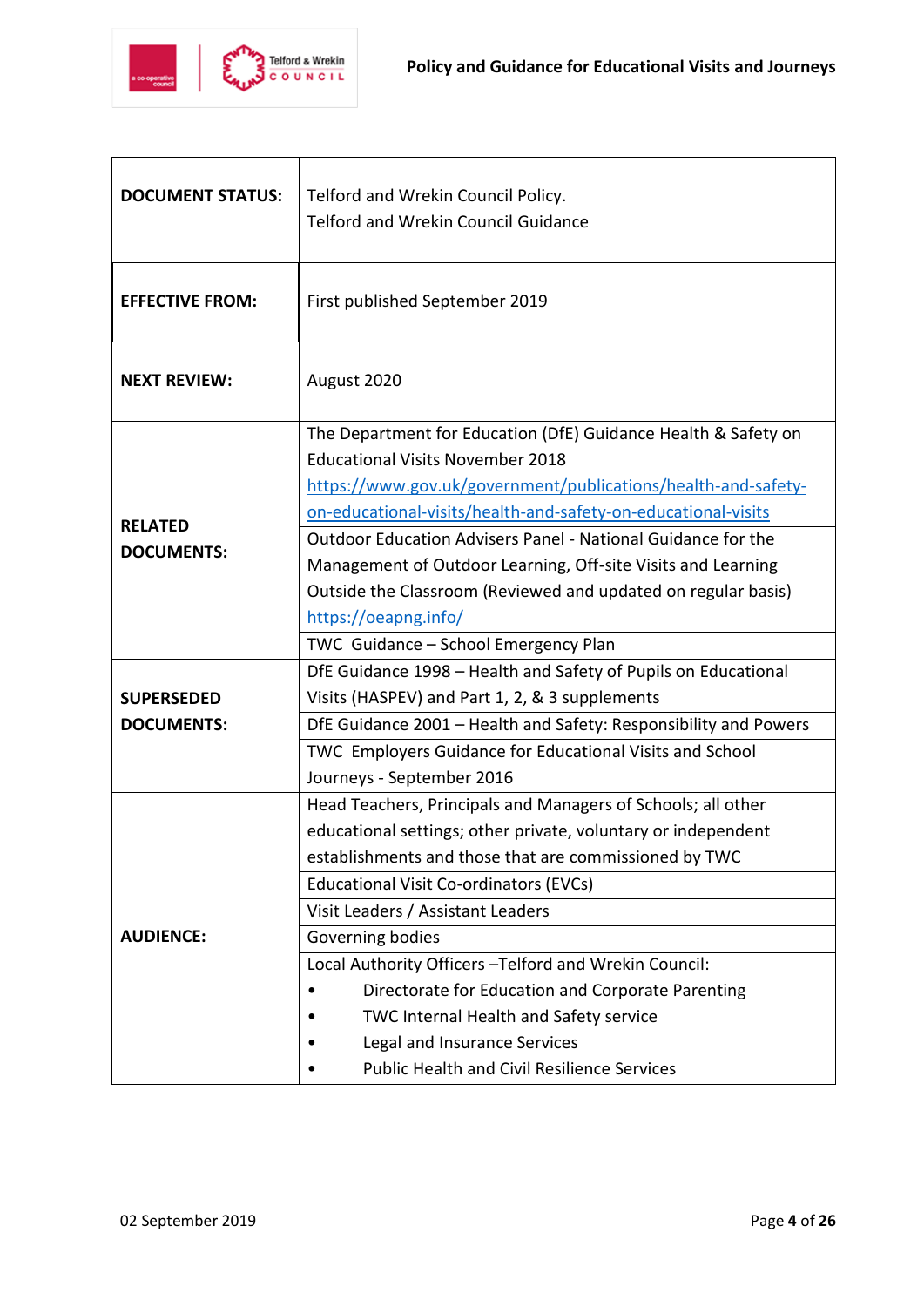| DOCUMENT STATUS: | Telford and Wrekin Council Policy.<br>Telford and Wrekin Council Guidance |
|---|---|
| EFFECTIVE FROM: | First published September 2019 |
| NEXT REVIEW: | August 2020 |
| RELATED DOCUMENTS: | The Department for Education (DfE) Guidance Health & Safety on Educational Visits November 2018 https://www.gov.uk/government/publications/health-and-safety-on-educational-visits/health-and-safety-on-educational-visits |
| | Outdoor Education Advisers Panel - National Guidance for the Management of Outdoor Learning, Off-site Visits and Learning Outside the Classroom (Reviewed and updated on regular basis) https://oeapng.info/ |
| | TWC Guidance – School Emergency Plan |
| SUPERSEDED DOCUMENTS: | DfE Guidance 1998 – Health and Safety of Pupils on Educational Visits (HASPEV) and Part 1, 2, & 3 supplements |
| | DfE Guidance 2001 – Health and Safety: Responsibility and Powers |
| | TWC Employers Guidance for Educational Visits and School Journeys - September 2016 |
| AUDIENCE: | Head Teachers, Principals and Managers of Schools; all other educational settings; other private, voluntary or independent establishments and those that are commissioned by TWC |
| | Educational Visit Co-ordinators (EVCs) |
| | Visit Leaders / Assistant Leaders |
| | Governing bodies |
| | Local Authority Officers –Telford and Wrekin Council:<br>• Directorate for Education and Corporate Parenting<br>• TWC Internal Health and Safety service<br>• Legal and Insurance Services<br>• Public Health and Civil Resilience Services |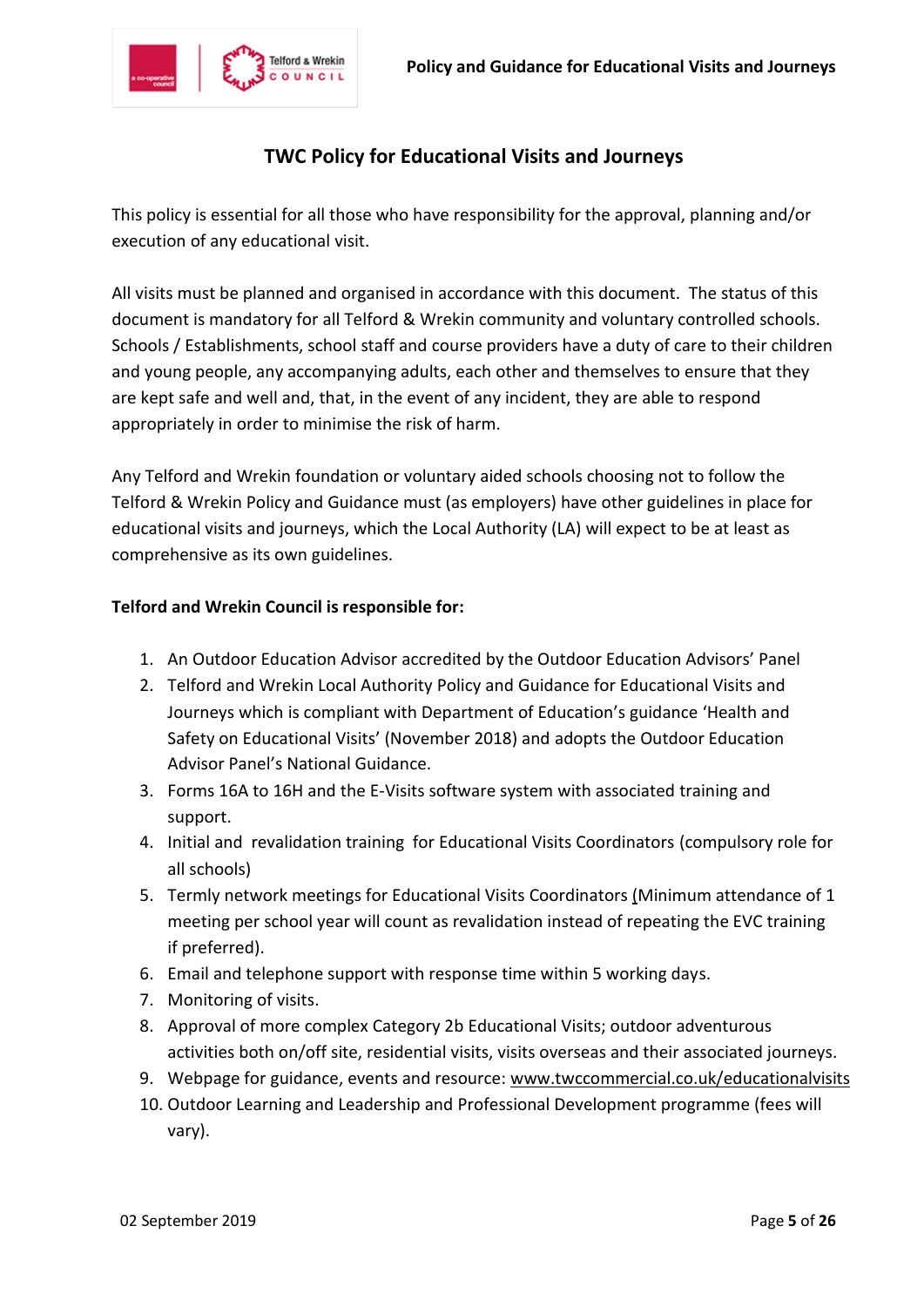# TWC Policy for Educational Visits and Journeys

This policy is essential for all those who have responsibility for the approval, planning and/or execution of any educational visit.

All visits must be planned and organised in accordance with this document. The status of this document is mandatory for all Telford & Wrekin community and voluntary controlled schools. Schools / Establishments, school staff and course providers have a duty of care to their children and young people, any accompanying adults, each other and themselves to ensure that they are kept safe and well and, that, in the event of any incident, they are able to respond appropriately in order to minimise the risk of harm.

Any Telford and Wrekin foundation or voluntary aided schools choosing not to follow the Telford & Wrekin Policy and Guidance must (as employers) have other guidelines in place for educational visits and journeys, which the Local Authority (LA) will expect to be at least as comprehensive as its own guidelines.

**Telford and Wrekin Council is responsible for:**

1. An Outdoor Education Advisor accredited by the Outdoor Education Advisors' Panel
2. Telford and Wrekin Local Authority Policy and Guidance for Educational Visits and Journeys which is compliant with Department of Education's guidance 'Health and Safety on Educational Visits' (November 2018) and adopts the Outdoor Education Advisor Panel's National Guidance.
3. Forms 16A to 16H and the E-Visits software system with associated training and support.
4. Initial and revalidation training for Educational Visits Coordinators (compulsory role for all schools)
5. Termly network meetings for Educational Visits Coordinators (Minimum attendance of 1 meeting per school year will count as revalidation instead of repeating the EVC training if preferred).
6. Email and telephone support with response time within 5 working days.
7. Monitoring of visits.
8. Approval of more complex Category 2b Educational Visits; outdoor adventurous activities both on/off site, residential visits, visits overseas and their associated journeys.
9. Webpage for guidance, events and resource: www.twccommercial.co.uk/educationalvisits
10. Outdoor Learning and Leadership and Professional Development programme (fees will vary).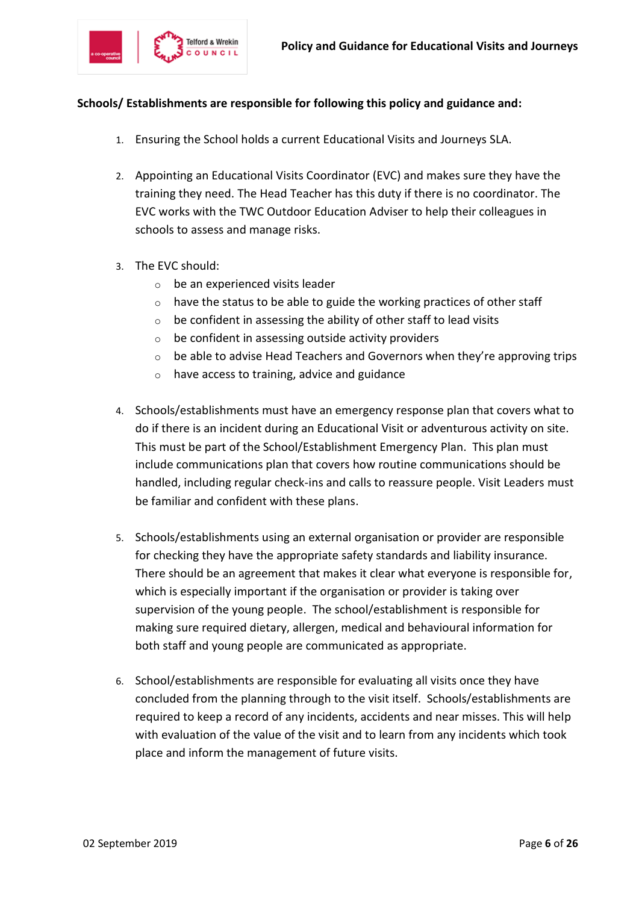**Schools/ Establishments are responsible for following this policy and guidance and:**

1. Ensuring the School holds a current Educational Visits and Journeys SLA.

2. Appointing an Educational Visits Coordinator (EVC) and makes sure they have the training they need. The Head Teacher has this duty if there is no coordinator. The EVC works with the TWC Outdoor Education Adviser to help their colleagues in schools to assess and manage risks.

3. The EVC should:
   - be an experienced visits leader
   - have the status to be able to guide the working practices of other staff
   - be confident in assessing the ability of other staff to lead visits
   - be confident in assessing outside activity providers
   - be able to advise Head Teachers and Governors when they're approving trips
   - have access to training, advice and guidance

4. Schools/establishments must have an emergency response plan that covers what to do if there is an incident during an Educational Visit or adventurous activity on site. This must be part of the School/Establishment Emergency Plan. This plan must include communications plan that covers how routine communications should be handled, including regular check-ins and calls to reassure people. Visit Leaders must be familiar and confident with these plans.

5. Schools/establishments using an external organisation or provider are responsible for checking they have the appropriate safety standards and liability insurance. There should be an agreement that makes it clear what everyone is responsible for, which is especially important if the organisation or provider is taking over supervision of the young people. The school/establishment is responsible for making sure required dietary, allergen, medical and behavioural information for both staff and young people are communicated as appropriate.

6. School/establishments are responsible for evaluating all visits once they have concluded from the planning through to the visit itself. Schools/establishments are required to keep a record of any incidents, accidents and near misses. This will help with evaluation of the value of the visit and to learn from any incidents which took place and inform the management of future visits.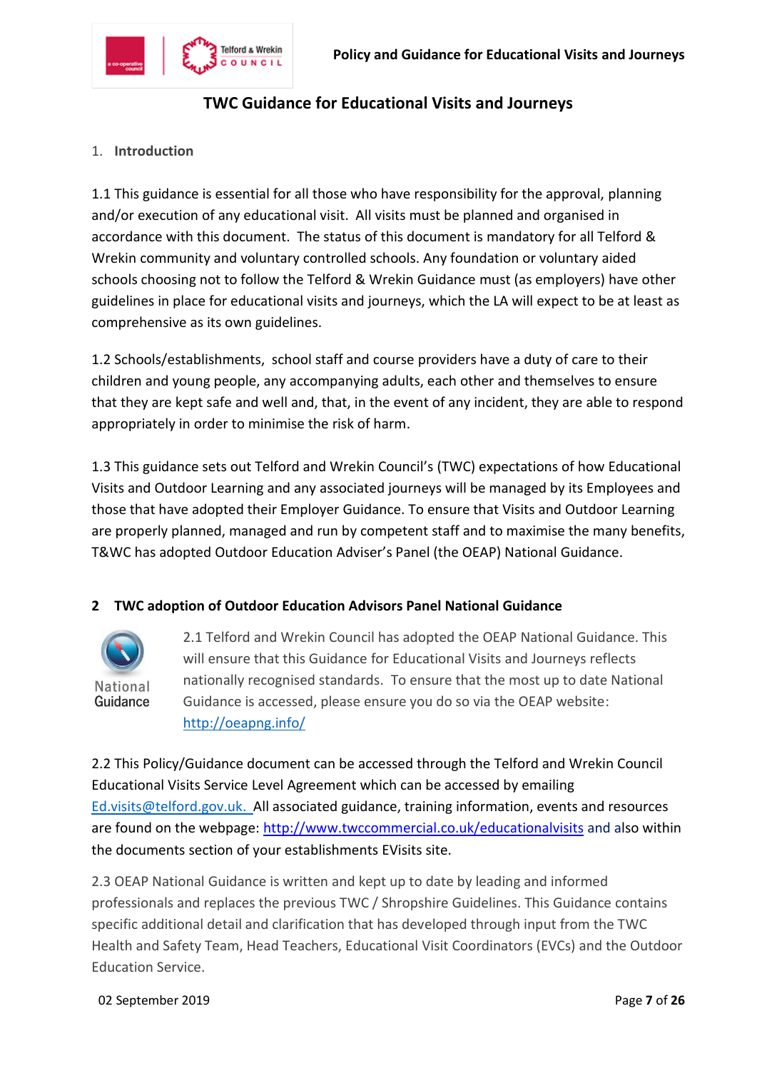# TWC Guidance for Educational Visits and Journeys

## 1. Introduction

1.1 This guidance is essential for all those who have responsibility for the approval, planning and/or execution of any educational visit. All visits must be planned and organised in accordance with this document. The status of this document is mandatory for all Telford & Wrekin community and voluntary controlled schools. Any foundation or voluntary aided schools choosing not to follow the Telford & Wrekin Guidance must (as employers) have other guidelines in place for educational visits and journeys, which the LA will expect to be at least as comprehensive as its own guidelines.

1.2 Schools/establishments, school staff and course providers have a duty of care to their children and young people, any accompanying adults, each other and themselves to ensure that they are kept safe and well and, that, in the event of any incident, they are able to respond appropriately in order to minimise the risk of harm.

1.3 This guidance sets out Telford and Wrekin Council's (TWC) expectations of how Educational Visits and Outdoor Learning and any associated journeys will be managed by its Employees and those that have adopted their Employer Guidance. To ensure that Visits and Outdoor Learning are properly planned, managed and run by competent staff and to maximise the many benefits, T&WC has adopted Outdoor Education Adviser's Panel (the OEAP) National Guidance.

## 2 TWC adoption of Outdoor Education Advisors Panel National Guidance

National Guidance

2.1 Telford and Wrekin Council has adopted the OEAP National Guidance. This will ensure that this Guidance for Educational Visits and Journeys reflects nationally recognised standards. To ensure that the most up to date National Guidance is accessed, please ensure you do so via the OEAP website: http://oeapng.info/

2.2 This Policy/Guidance document can be accessed through the Telford and Wrekin Council Educational Visits Service Level Agreement which can be accessed by emailing Ed.visits@telford.gov.uk. All associated guidance, training information, events and resources are found on the webpage: http://www.twccommercial.co.uk/educationalvisits and also within the documents section of your establishments EVisits site.

2.3 OEAP National Guidance is written and kept up to date by leading and informed professionals and replaces the previous TWC / Shropshire Guidelines. This Guidance contains specific additional detail and clarification that has developed through input from the TWC Health and Safety Team, Head Teachers, Educational Visit Coordinators (EVCs) and the Outdoor Education Service.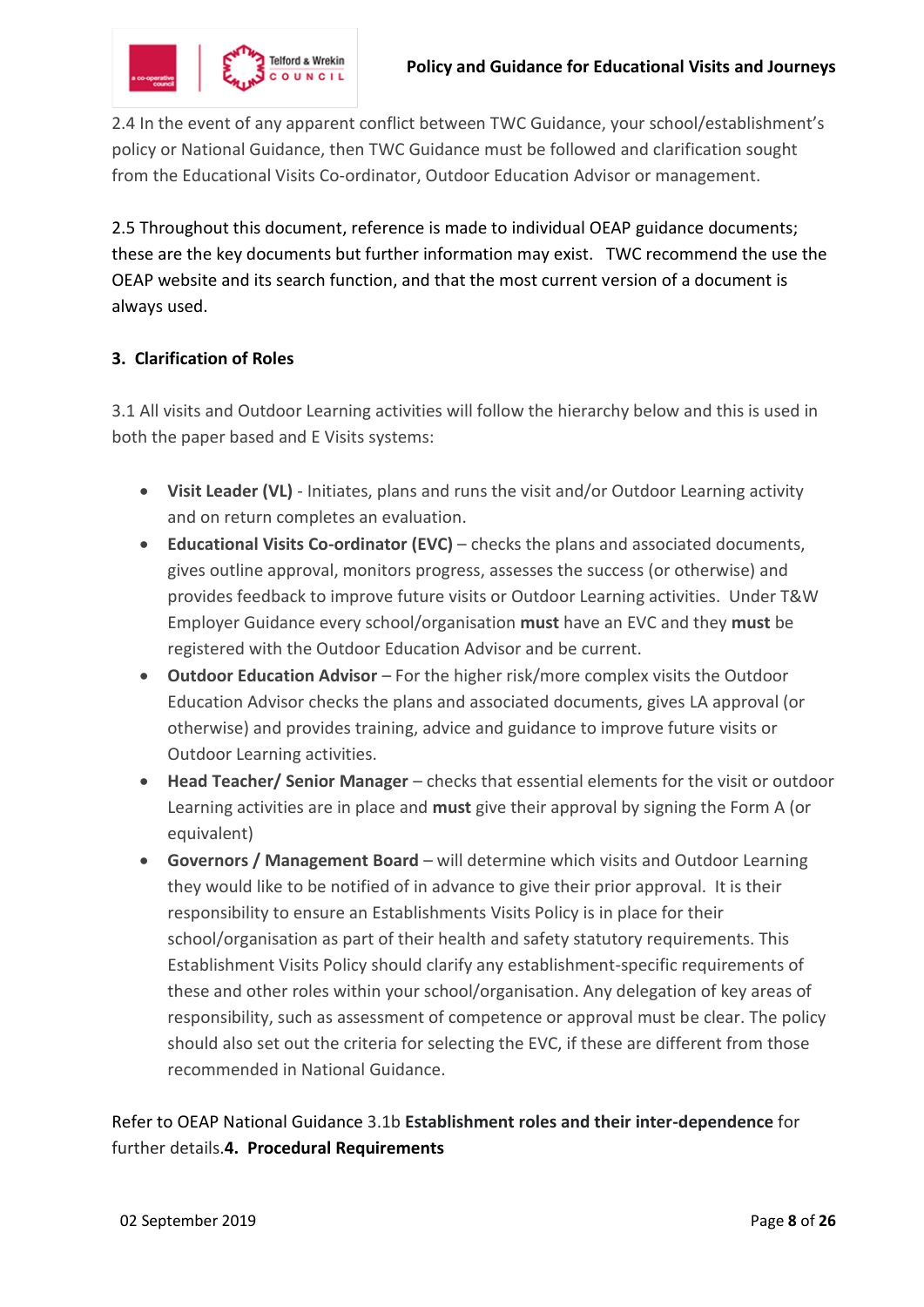2.4 In the event of any apparent conflict between TWC Guidance, your school/establishment's policy or National Guidance, then TWC Guidance must be followed and clarification sought from the Educational Visits Co-ordinator, Outdoor Education Advisor or management.

2.5 Throughout this document, reference is made to individual OEAP guidance documents; these are the key documents but further information may exist. TWC recommend the use the OEAP website and its search function, and that the most current version of a document is always used.

## 3. Clarification of Roles

3.1 All visits and Outdoor Learning activities will follow the hierarchy below and this is used in both the paper based and E Visits systems:

- **Visit Leader (VL)** - Initiates, plans and runs the visit and/or Outdoor Learning activity and on return completes an evaluation.
- **Educational Visits Co-ordinator (EVC)** – checks the plans and associated documents, gives outline approval, monitors progress, assesses the success (or otherwise) and provides feedback to improve future visits or Outdoor Learning activities. Under T&W Employer Guidance every school/organisation **must** have an EVC and they **must** be registered with the Outdoor Education Advisor and be current.
- **Outdoor Education Advisor** – For the higher risk/more complex visits the Outdoor Education Advisor checks the plans and associated documents, gives LA approval (or otherwise) and provides training, advice and guidance to improve future visits or Outdoor Learning activities.
- **Head Teacher/ Senior Manager** – checks that essential elements for the visit or outdoor Learning activities are in place and **must** give their approval by signing the Form A (or equivalent)
- **Governors / Management Board** – will determine which visits and Outdoor Learning they would like to be notified of in advance to give their prior approval. It is their responsibility to ensure an Establishments Visits Policy is in place for their school/organisation as part of their health and safety statutory requirements. This Establishment Visits Policy should clarify any establishment-specific requirements of these and other roles within your school/organisation. Any delegation of key areas of responsibility, such as assessment of competence or approval must be clear. The policy should also set out the criteria for selecting the EVC, if these are different from those recommended in National Guidance.

Refer to OEAP National Guidance 3.1b **Establishment roles and their inter-dependence** for further details.

## 4. Procedural Requirements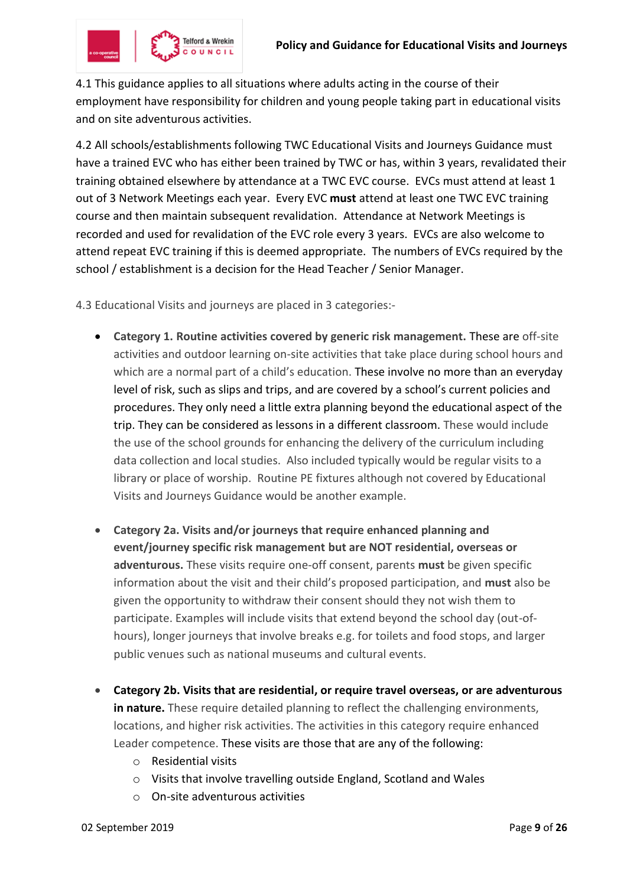4.1 This guidance applies to all situations where adults acting in the course of their employment have responsibility for children and young people taking part in educational visits and on site adventurous activities.

4.2 All schools/establishments following TWC Educational Visits and Journeys Guidance must have a trained EVC who has either been trained by TWC or has, within 3 years, revalidated their training obtained elsewhere by attendance at a TWC EVC course. EVCs must attend at least 1 out of 3 Network Meetings each year. Every EVC **must** attend at least one TWC EVC training course and then maintain subsequent revalidation. Attendance at Network Meetings is recorded and used for revalidation of the EVC role every 3 years. EVCs are also welcome to attend repeat EVC training if this is deemed appropriate. The numbers of EVCs required by the school / establishment is a decision for the Head Teacher / Senior Manager.

4.3 Educational Visits and journeys are placed in 3 categories:-

- **Category 1. Routine activities covered by generic risk management.** These are off-site activities and outdoor learning on-site activities that take place during school hours and which are a normal part of a child's education. These involve no more than an everyday level of risk, such as slips and trips, and are covered by a school's current policies and procedures. They only need a little extra planning beyond the educational aspect of the trip. They can be considered as lessons in a different classroom. These would include the use of the school grounds for enhancing the delivery of the curriculum including data collection and local studies. Also included typically would be regular visits to a library or place of worship. Routine PE fixtures although not covered by Educational Visits and Journeys Guidance would be another example.

- **Category 2a. Visits and/or journeys that require enhanced planning and event/journey specific risk management but are NOT residential, overseas or adventurous.** These visits require one-off consent, parents **must** be given specific information about the visit and their child's proposed participation, and **must** also be given the opportunity to withdraw their consent should they not wish them to participate. Examples will include visits that extend beyond the school day (out-of-hours), longer journeys that involve breaks e.g. for toilets and food stops, and larger public venues such as national museums and cultural events.

- **Category 2b. Visits that are residential, or require travel overseas, or are adventurous in nature.** These require detailed planning to reflect the challenging environments, locations, and higher risk activities. The activities in this category require enhanced Leader competence. These visits are those that are any of the following:
  - Residential visits
  - Visits that involve travelling outside England, Scotland and Wales
  - On-site adventurous activities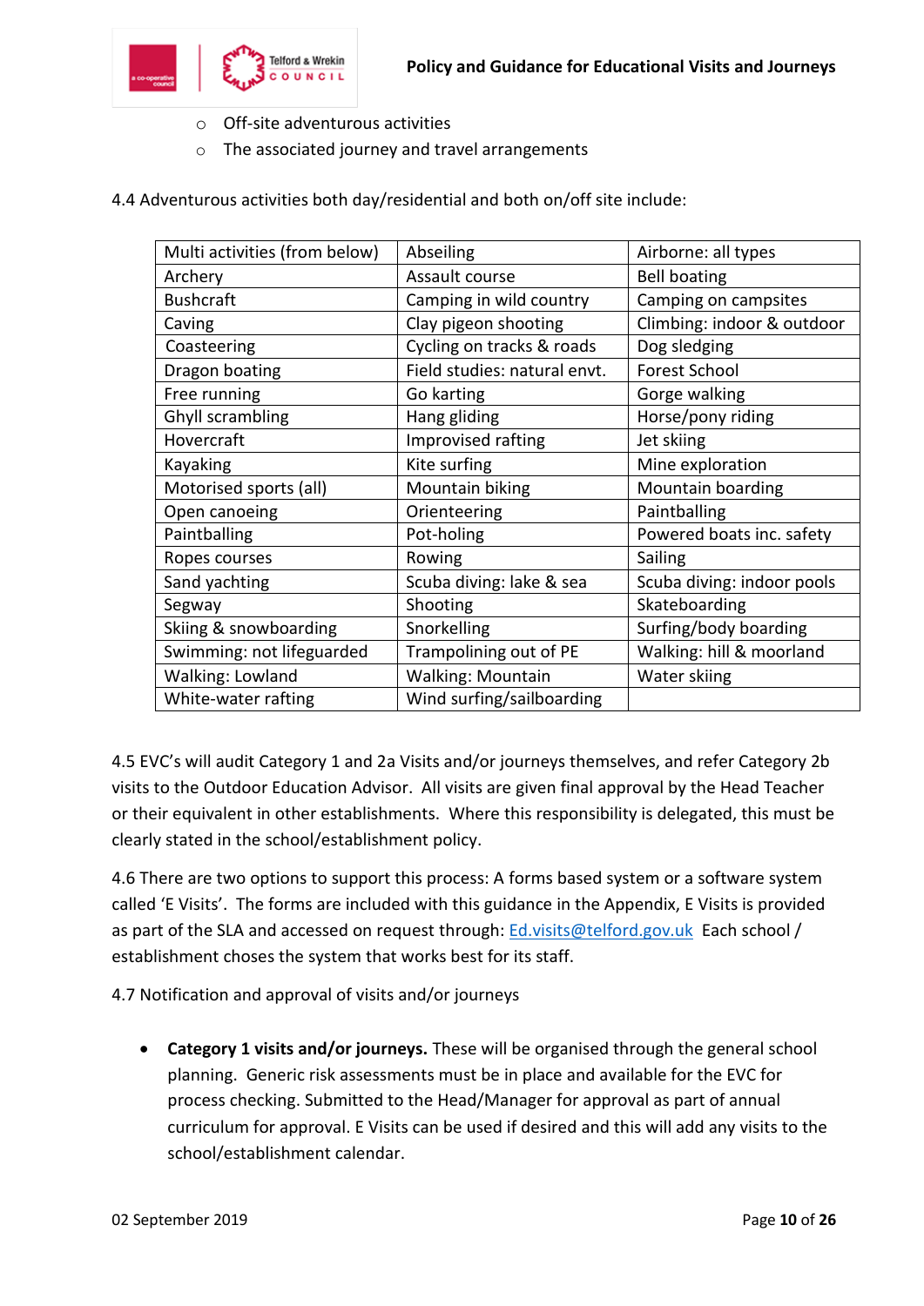- Off-site adventurous activities
- The associated journey and travel arrangements

4.4 Adventurous activities both day/residential and both on/off site include:

| Multi activities (from below) | Abseiling | Airborne: all types |
|---|---|---|
| Archery | Assault course | Bell boating |
| Bushcraft | Camping in wild country | Camping on campsites |
| Caving | Clay pigeon shooting | Climbing: indoor & outdoor |
| Coasteering | Cycling on tracks & roads | Dog sledging |
| Dragon boating | Field studies: natural envt. | Forest School |
| Free running | Go karting | Gorge walking |
| Ghyll scrambling | Hang gliding | Horse/pony riding |
| Hovercraft | Improvised rafting | Jet skiing |
| Kayaking | Kite surfing | Mine exploration |
| Motorised sports (all) | Mountain biking | Mountain boarding |
| Open canoeing | Orienteering | Paintballing |
| Paintballing | Pot-holing | Powered boats inc. safety |
| Ropes courses | Rowing | Sailing |
| Sand yachting | Scuba diving: lake & sea | Scuba diving: indoor pools |
| Segway | Shooting | Skateboarding |
| Skiing & snowboarding | Snorkelling | Surfing/body boarding |
| Swimming: not lifeguarded | Trampolining out of PE | Walking: hill & moorland |
| Walking: Lowland | Walking: Mountain | Water skiing |
| White-water rafting | Wind surfing/sailboarding | |

4.5 EVC's will audit Category 1 and 2a Visits and/or journeys themselves, and refer Category 2b visits to the Outdoor Education Advisor. All visits are given final approval by the Head Teacher or their equivalent in other establishments. Where this responsibility is delegated, this must be clearly stated in the school/establishment policy.

4.6 There are two options to support this process: A forms based system or a software system called 'E Visits'. The forms are included with this guidance in the Appendix, E Visits is provided as part of the SLA and accessed on request through: Ed.visits@telford.gov.uk Each school / establishment choses the system that works best for its staff.

4.7 Notification and approval of visits and/or journeys

- **Category 1 visits and/or journeys.** These will be organised through the general school planning. Generic risk assessments must be in place and available for the EVC for process checking. Submitted to the Head/Manager for approval as part of annual curriculum for approval. E Visits can be used if desired and this will add any visits to the school/establishment calendar.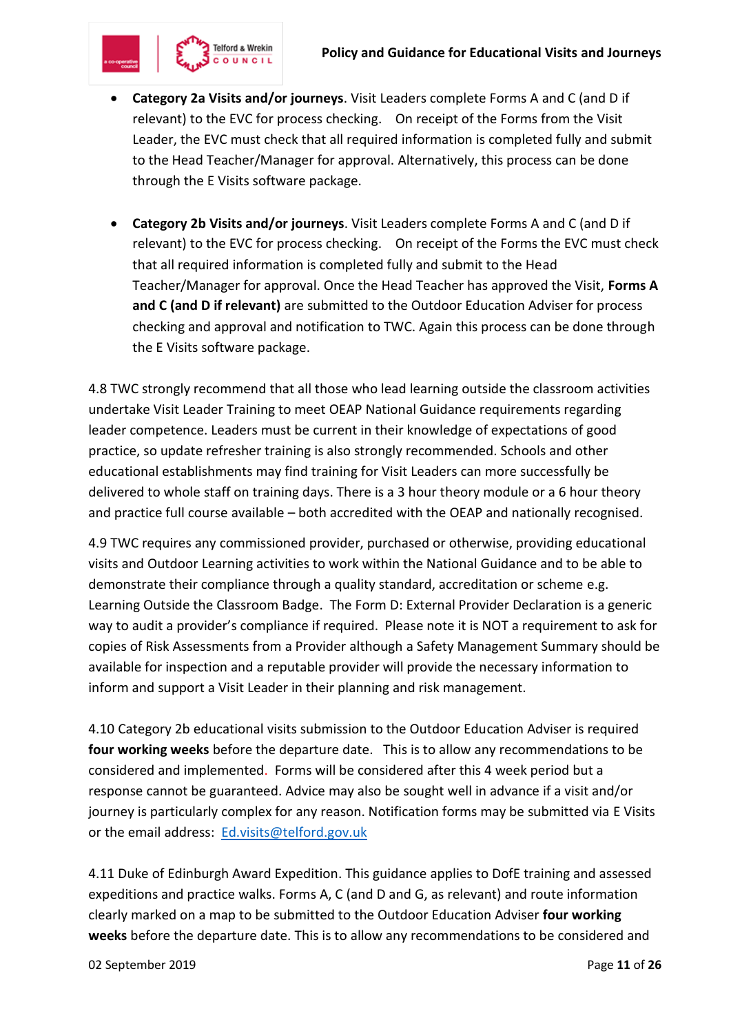- **Category 2a Visits and/or journeys**. Visit Leaders complete Forms A and C (and D if relevant) to the EVC for process checking. On receipt of the Forms from the Visit Leader, the EVC must check that all required information is completed fully and submit to the Head Teacher/Manager for approval. Alternatively, this process can be done through the E Visits software package.

- **Category 2b Visits and/or journeys**. Visit Leaders complete Forms A and C (and D if relevant) to the EVC for process checking. On receipt of the Forms the EVC must check that all required information is completed fully and submit to the Head Teacher/Manager for approval. Once the Head Teacher has approved the Visit, **Forms A and C (and D if relevant)** are submitted to the Outdoor Education Adviser for process checking and approval and notification to TWC. Again this process can be done through the E Visits software package.

4.8 TWC strongly recommend that all those who lead learning outside the classroom activities undertake Visit Leader Training to meet OEAP National Guidance requirements regarding leader competence. Leaders must be current in their knowledge of expectations of good practice, so update refresher training is also strongly recommended. Schools and other educational establishments may find training for Visit Leaders can more successfully be delivered to whole staff on training days. There is a 3 hour theory module or a 6 hour theory and practice full course available – both accredited with the OEAP and nationally recognised.

4.9 TWC requires any commissioned provider, purchased or otherwise, providing educational visits and Outdoor Learning activities to work within the National Guidance and to be able to demonstrate their compliance through a quality standard, accreditation or scheme e.g. Learning Outside the Classroom Badge. The Form D: External Provider Declaration is a generic way to audit a provider's compliance if required. Please note it is NOT a requirement to ask for copies of Risk Assessments from a Provider although a Safety Management Summary should be available for inspection and a reputable provider will provide the necessary information to inform and support a Visit Leader in their planning and risk management.

4.10 Category 2b educational visits submission to the Outdoor Education Adviser is required **four working weeks** before the departure date. This is to allow any recommendations to be considered and implemented. Forms will be considered after this 4 week period but a response cannot be guaranteed. Advice may also be sought well in advance if a visit and/or journey is particularly complex for any reason. Notification forms may be submitted via E Visits or the email address: [Ed.visits@telford.gov.uk](mailto:Ed.visits@telford.gov.uk)

4.11 Duke of Edinburgh Award Expedition. This guidance applies to DofE training and assessed expeditions and practice walks. Forms A, C (and D and G, as relevant) and route information clearly marked on a map to be submitted to the Outdoor Education Adviser **four working weeks** before the departure date. This is to allow any recommendations to be considered and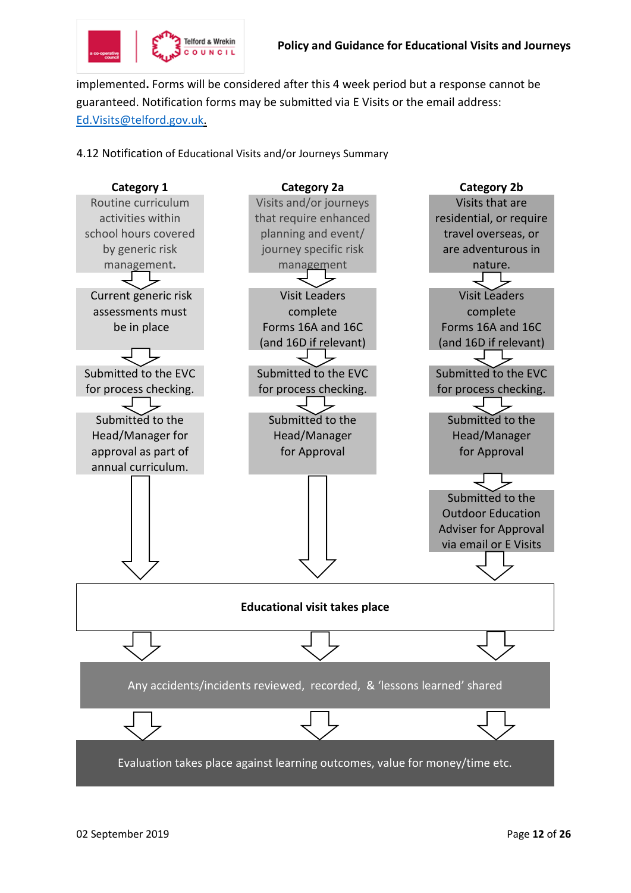implemented**.** Forms will be considered after this 4 week period but a response cannot be guaranteed. Notification forms may be submitted via E Visits or the email address: Ed.Visits@telford.gov.uk.

4.12 Notification of Educational Visits and/or Journeys Summary

| Category 1 | Category 2a | Category 2b |
|---|---|---|
| Routine curriculum activities within school hours covered by generic risk management. | Visits and/or journeys that require enhanced planning and event/ journey specific risk management | Visits that are residential, or require travel overseas, or are adventurous in nature. |
| ↓ | ↓ | ↓ |
| Current generic risk assessments must be in place | Visit Leaders complete Forms 16A and 16C (and 16D if relevant) | Visit Leaders complete Forms 16A and 16C (and 16D if relevant) |
| ↓ | ↓ | ↓ |
| Submitted to the EVC for process checking. | Submitted to the EVC for process checking. | Submitted to the EVC for process checking. |
| ↓ | ↓ | ↓ |
| Submitted to the Head/Manager for approval as part of annual curriculum. | Submitted to the Head/Manager for Approval | Submitted to the Head/Manager for Approval |
| ↓ | ↓ | ↓ |
| | | Submitted to the Outdoor Education Adviser for Approval via email or E Visits |
| ↓ | ↓ | ↓ |

**Educational visit takes place**

↓

Any accidents/incidents reviewed, recorded, & 'lessons learned' shared

↓

Evaluation takes place against learning outcomes, value for money/time etc.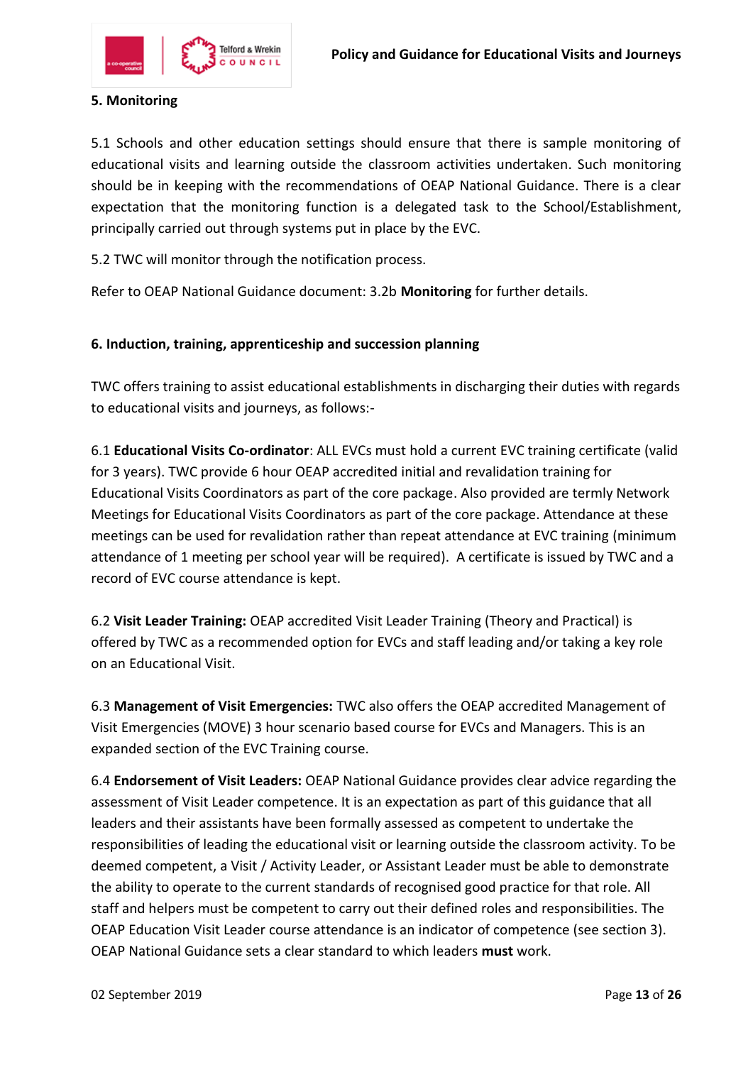## 5. Monitoring

5.1 Schools and other education settings should ensure that there is sample monitoring of educational visits and learning outside the classroom activities undertaken. Such monitoring should be in keeping with the recommendations of OEAP National Guidance. There is a clear expectation that the monitoring function is a delegated task to the School/Establishment, principally carried out through systems put in place by the EVC.

5.2 TWC will monitor through the notification process.

Refer to OEAP National Guidance document: 3.2b **Monitoring** for further details.

## 6. Induction, training, apprenticeship and succession planning

TWC offers training to assist educational establishments in discharging their duties with regards to educational visits and journeys, as follows:-

6.1 **Educational Visits Co-ordinator**: ALL EVCs must hold a current EVC training certificate (valid for 3 years). TWC provide 6 hour OEAP accredited initial and revalidation training for Educational Visits Coordinators as part of the core package. Also provided are termly Network Meetings for Educational Visits Coordinators as part of the core package. Attendance at these meetings can be used for revalidation rather than repeat attendance at EVC training (minimum attendance of 1 meeting per school year will be required). A certificate is issued by TWC and a record of EVC course attendance is kept.

6.2 **Visit Leader Training:** OEAP accredited Visit Leader Training (Theory and Practical) is offered by TWC as a recommended option for EVCs and staff leading and/or taking a key role on an Educational Visit.

6.3 **Management of Visit Emergencies:** TWC also offers the OEAP accredited Management of Visit Emergencies (MOVE) 3 hour scenario based course for EVCs and Managers. This is an expanded section of the EVC Training course.

6.4 **Endorsement of Visit Leaders:** OEAP National Guidance provides clear advice regarding the assessment of Visit Leader competence. It is an expectation as part of this guidance that all leaders and their assistants have been formally assessed as competent to undertake the responsibilities of leading the educational visit or learning outside the classroom activity. To be deemed competent, a Visit / Activity Leader, or Assistant Leader must be able to demonstrate the ability to operate to the current standards of recognised good practice for that role. All staff and helpers must be competent to carry out their defined roles and responsibilities. The OEAP Education Visit Leader course attendance is an indicator of competence (see section 3). OEAP National Guidance sets a clear standard to which leaders **must** work.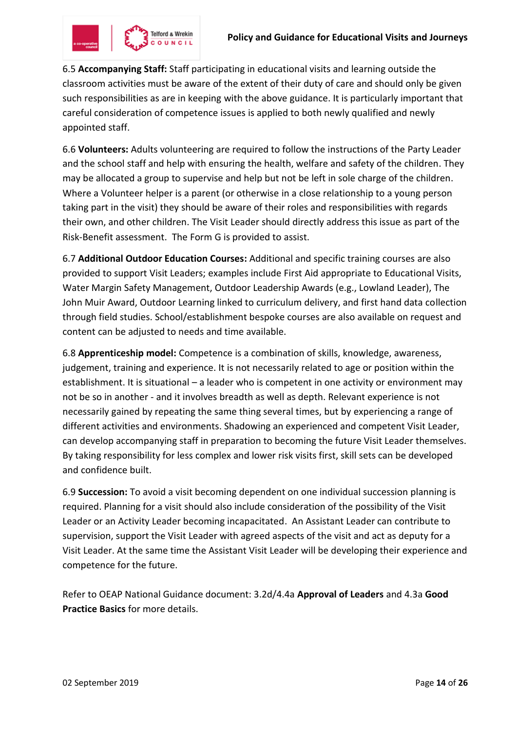6.5 **Accompanying Staff:** Staff participating in educational visits and learning outside the classroom activities must be aware of the extent of their duty of care and should only be given such responsibilities as are in keeping with the above guidance. It is particularly important that careful consideration of competence issues is applied to both newly qualified and newly appointed staff.

6.6 **Volunteers:** Adults volunteering are required to follow the instructions of the Party Leader and the school staff and help with ensuring the health, welfare and safety of the children. They may be allocated a group to supervise and help but not be left in sole charge of the children. Where a Volunteer helper is a parent (or otherwise in a close relationship to a young person taking part in the visit) they should be aware of their roles and responsibilities with regards their own, and other children. The Visit Leader should directly address this issue as part of the Risk-Benefit assessment. The Form G is provided to assist.

6.7 **Additional Outdoor Education Courses:** Additional and specific training courses are also provided to support Visit Leaders; examples include First Aid appropriate to Educational Visits, Water Margin Safety Management, Outdoor Leadership Awards (e.g., Lowland Leader), The John Muir Award, Outdoor Learning linked to curriculum delivery, and first hand data collection through field studies. School/establishment bespoke courses are also available on request and content can be adjusted to needs and time available.

6.8 **Apprenticeship model:** Competence is a combination of skills, knowledge, awareness, judgement, training and experience. It is not necessarily related to age or position within the establishment. It is situational – a leader who is competent in one activity or environment may not be so in another - and it involves breadth as well as depth. Relevant experience is not necessarily gained by repeating the same thing several times, but by experiencing a range of different activities and environments. Shadowing an experienced and competent Visit Leader, can develop accompanying staff in preparation to becoming the future Visit Leader themselves. By taking responsibility for less complex and lower risk visits first, skill sets can be developed and confidence built.

6.9 **Succession:** To avoid a visit becoming dependent on one individual succession planning is required. Planning for a visit should also include consideration of the possibility of the Visit Leader or an Activity Leader becoming incapacitated. An Assistant Leader can contribute to supervision, support the Visit Leader with agreed aspects of the visit and act as deputy for a Visit Leader. At the same time the Assistant Visit Leader will be developing their experience and competence for the future.

Refer to OEAP National Guidance document: 3.2d/4.4a **Approval of Leaders** and 4.3a **Good Practice Basics** for more details.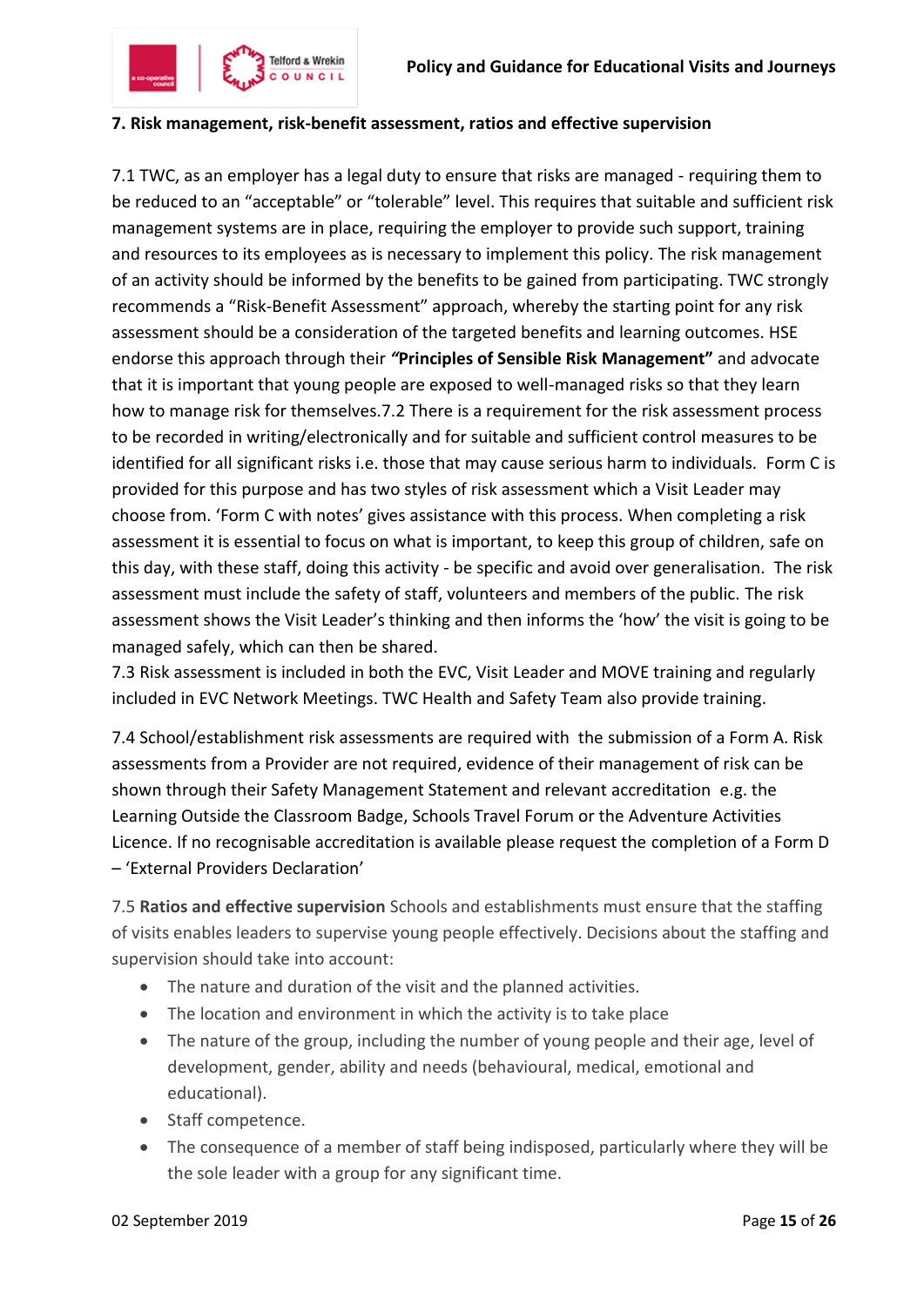## 7. Risk management, risk-benefit assessment, ratios and effective supervision

7.1 TWC, as an employer has a legal duty to ensure that risks are managed - requiring them to be reduced to an "acceptable" or "tolerable" level. This requires that suitable and sufficient risk management systems are in place, requiring the employer to provide such support, training and resources to its employees as is necessary to implement this policy. The risk management of an activity should be informed by the benefits to be gained from participating. TWC strongly recommends a "Risk-Benefit Assessment" approach, whereby the starting point for any risk assessment should be a consideration of the targeted benefits and learning outcomes. HSE endorse this approach through their ***"Principles of Sensible Risk Management"*** and advocate that it is important that young people are exposed to well-managed risks so that they learn how to manage risk for themselves.7.2 There is a requirement for the risk assessment process to be recorded in writing/electronically and for suitable and sufficient control measures to be identified for all significant risks i.e. those that may cause serious harm to individuals. Form C is provided for this purpose and has two styles of risk assessment which a Visit Leader may choose from. 'Form C with notes' gives assistance with this process. When completing a risk assessment it is essential to focus on what is important, to keep this group of children, safe on this day, with these staff, doing this activity - be specific and avoid over generalisation. The risk assessment must include the safety of staff, volunteers and members of the public. The risk assessment shows the Visit Leader's thinking and then informs the 'how' the visit is going to be managed safely, which can then be shared.
7.3 Risk assessment is included in both the EVC, Visit Leader and MOVE training and regularly included in EVC Network Meetings. TWC Health and Safety Team also provide training.

7.4 School/establishment risk assessments are required with the submission of a Form A. Risk assessments from a Provider are not required, evidence of their management of risk can be shown through their Safety Management Statement and relevant accreditation e.g. the Learning Outside the Classroom Badge, Schools Travel Forum or the Adventure Activities Licence. If no recognisable accreditation is available please request the completion of a Form D – 'External Providers Declaration'

7.5 **Ratios and effective supervision** Schools and establishments must ensure that the staffing of visits enables leaders to supervise young people effectively. Decisions about the staffing and supervision should take into account:

- The nature and duration of the visit and the planned activities.
- The location and environment in which the activity is to take place
- The nature of the group, including the number of young people and their age, level of development, gender, ability and needs (behavioural, medical, emotional and educational).
- Staff competence.
- The consequence of a member of staff being indisposed, particularly where they will be the sole leader with a group for any significant time.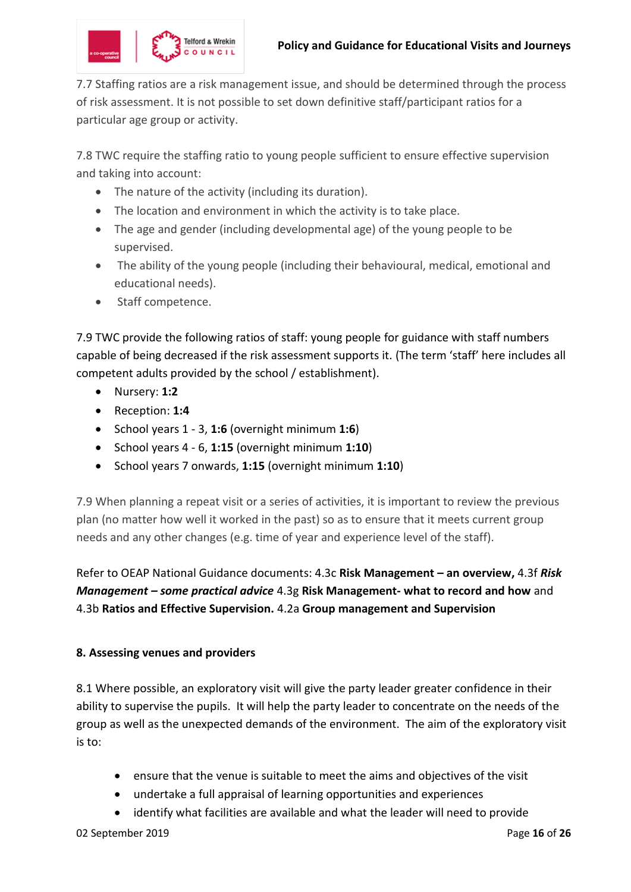7.7 Staffing ratios are a risk management issue, and should be determined through the process of risk assessment. It is not possible to set down definitive staff/participant ratios for a particular age group or activity.

7.8 TWC require the staffing ratio to young people sufficient to ensure effective supervision and taking into account:

- The nature of the activity (including its duration).
- The location and environment in which the activity is to take place.
- The age and gender (including developmental age) of the young people to be supervised.
- The ability of the young people (including their behavioural, medical, emotional and educational needs).
- Staff competence.

7.9 TWC provide the following ratios of staff: young people for guidance with staff numbers capable of being decreased if the risk assessment supports it. (The term 'staff' here includes all competent adults provided by the school / establishment).

- Nursery: **1:2**
- Reception: **1:4**
- School years 1 - 3, **1:6** (overnight minimum **1:6**)
- School years 4 - 6, **1:15** (overnight minimum **1:10**)
- School years 7 onwards, **1:15** (overnight minimum **1:10**)

7.9 When planning a repeat visit or a series of activities, it is important to review the previous plan (no matter how well it worked in the past) so as to ensure that it meets current group needs and any other changes (e.g. time of year and experience level of the staff).

Refer to OEAP National Guidance documents: 4.3c **Risk Management – an overview,** 4.3f ***Risk Management – some practical advice*** 4.3g **Risk Management- what to record and how** and 4.3b **Ratios and Effective Supervision.** 4.2a **Group management and Supervision**

**8. Assessing venues and providers**

8.1 Where possible, an exploratory visit will give the party leader greater confidence in their ability to supervise the pupils. It will help the party leader to concentrate on the needs of the group as well as the unexpected demands of the environment. The aim of the exploratory visit is to:

- ensure that the venue is suitable to meet the aims and objectives of the visit
- undertake a full appraisal of learning opportunities and experiences
- identify what facilities are available and what the leader will need to provide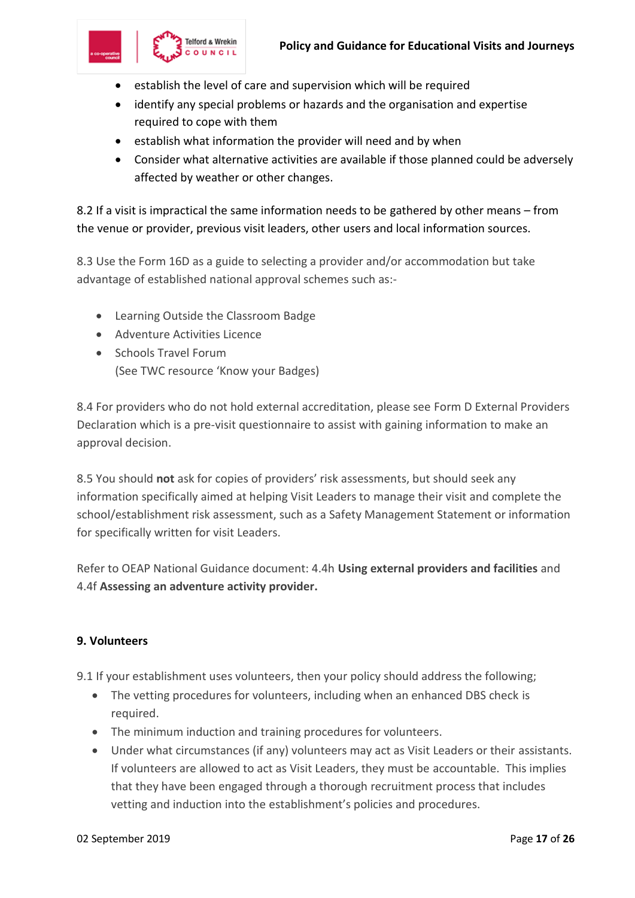- establish the level of care and supervision which will be required
- identify any special problems or hazards and the organisation and expertise required to cope with them
- establish what information the provider will need and by when
- Consider what alternative activities are available if those planned could be adversely affected by weather or other changes.

8.2 If a visit is impractical the same information needs to be gathered by other means – from the venue or provider, previous visit leaders, other users and local information sources.

8.3 Use the Form 16D as a guide to selecting a provider and/or accommodation but take advantage of established national approval schemes such as:-

- Learning Outside the Classroom Badge
- Adventure Activities Licence
- Schools Travel Forum
  (See TWC resource 'Know your Badges)

8.4 For providers who do not hold external accreditation, please see Form D External Providers Declaration which is a pre-visit questionnaire to assist with gaining information to make an approval decision.

8.5 You should **not** ask for copies of providers' risk assessments, but should seek any information specifically aimed at helping Visit Leaders to manage their visit and complete the school/establishment risk assessment, such as a Safety Management Statement or information for specifically written for visit Leaders.

Refer to OEAP National Guidance document: 4.4h **Using external providers and facilities** and 4.4f **Assessing an adventure activity provider.**

## 9. Volunteers

9.1 If your establishment uses volunteers, then your policy should address the following;

- The vetting procedures for volunteers, including when an enhanced DBS check is required.
- The minimum induction and training procedures for volunteers.
- Under what circumstances (if any) volunteers may act as Visit Leaders or their assistants. If volunteers are allowed to act as Visit Leaders, they must be accountable. This implies that they have been engaged through a thorough recruitment process that includes vetting and induction into the establishment's policies and procedures.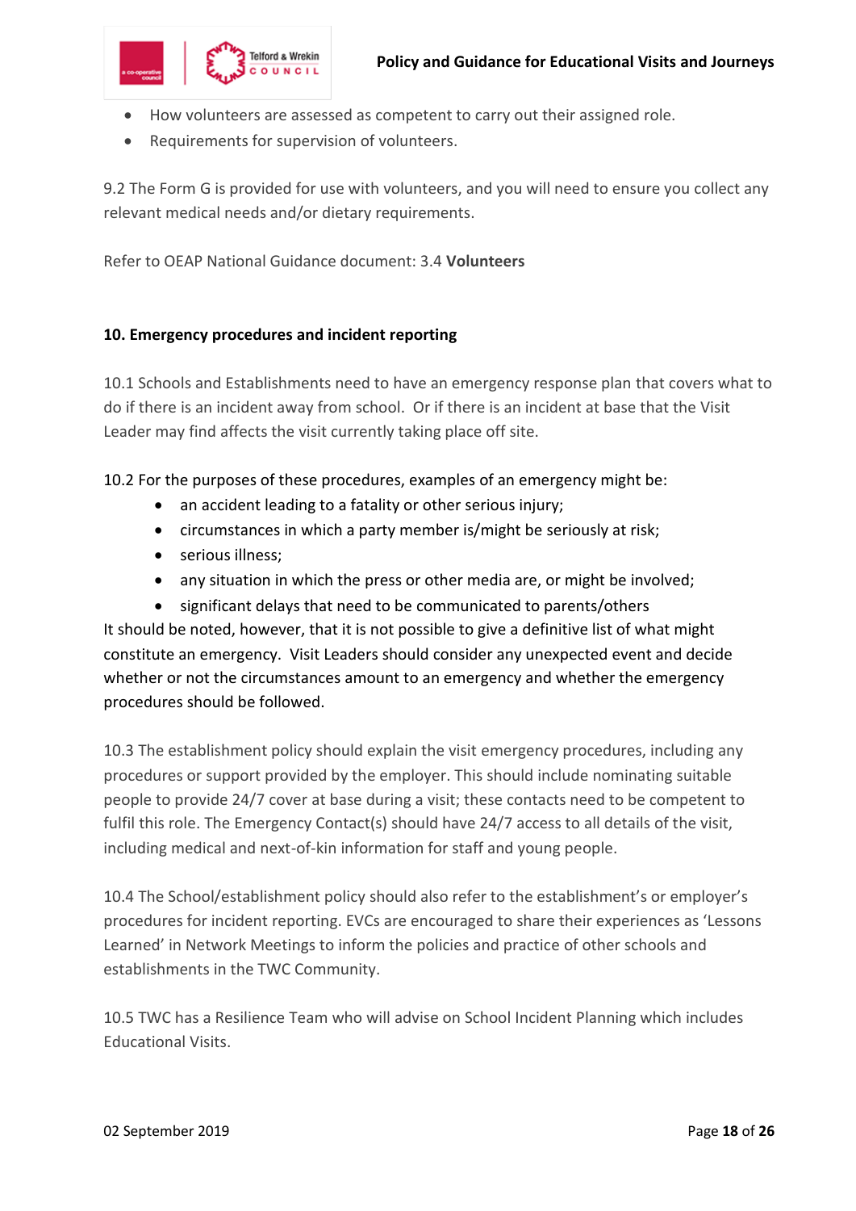- How volunteers are assessed as competent to carry out their assigned role.
- Requirements for supervision of volunteers.

9.2 The Form G is provided for use with volunteers, and you will need to ensure you collect any relevant medical needs and/or dietary requirements.

Refer to OEAP National Guidance document: 3.4 **Volunteers**

## 10. Emergency procedures and incident reporting

10.1 Schools and Establishments need to have an emergency response plan that covers what to do if there is an incident away from school. Or if there is an incident at base that the Visit Leader may find affects the visit currently taking place off site.

10.2 For the purposes of these procedures, examples of an emergency might be:

- an accident leading to a fatality or other serious injury;
- circumstances in which a party member is/might be seriously at risk;
- serious illness;
- any situation in which the press or other media are, or might be involved;
- significant delays that need to be communicated to parents/others

It should be noted, however, that it is not possible to give a definitive list of what might constitute an emergency. Visit Leaders should consider any unexpected event and decide whether or not the circumstances amount to an emergency and whether the emergency procedures should be followed.

10.3 The establishment policy should explain the visit emergency procedures, including any procedures or support provided by the employer. This should include nominating suitable people to provide 24/7 cover at base during a visit; these contacts need to be competent to fulfil this role. The Emergency Contact(s) should have 24/7 access to all details of the visit, including medical and next-of-kin information for staff and young people.

10.4 The School/establishment policy should also refer to the establishment's or employer's procedures for incident reporting. EVCs are encouraged to share their experiences as 'Lessons Learned' in Network Meetings to inform the policies and practice of other schools and establishments in the TWC Community.

10.5 TWC has a Resilience Team who will advise on School Incident Planning which includes Educational Visits.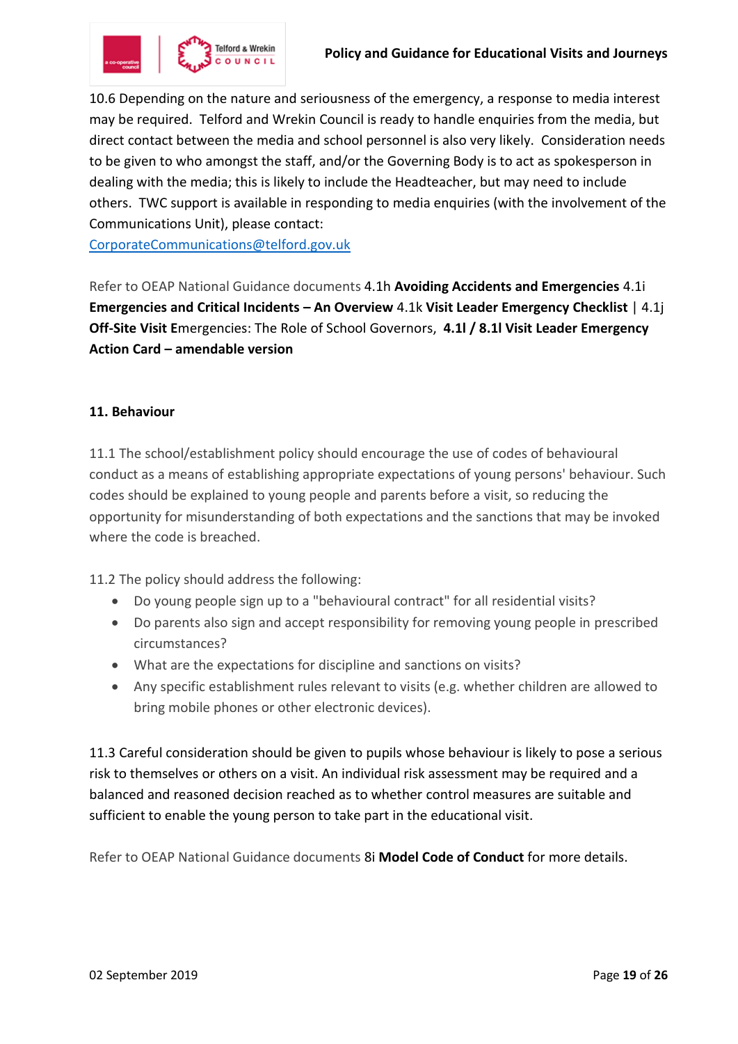10.6 Depending on the nature and seriousness of the emergency, a response to media interest may be required. Telford and Wrekin Council is ready to handle enquiries from the media, but direct contact between the media and school personnel is also very likely. Consideration needs to be given to who amongst the staff, and/or the Governing Body is to act as spokesperson in dealing with the media; this is likely to include the Headteacher, but may need to include others. TWC support is available in responding to media enquiries (with the involvement of the Communications Unit), please contact:
[CorporateCommunications@telford.gov.uk](mailto:CorporateCommunications@telford.gov.uk)

Refer to OEAP National Guidance documents 4.1h **Avoiding Accidents and Emergencies** 4.1i **Emergencies and Critical Incidents – An Overview** 4.1k **Visit Leader Emergency Checklist** | 4.1j **Off-Site Visit E**mergencies: The Role of School Governors, **4.1l / 8.1l Visit Leader Emergency Action Card – amendable version**

**11. Behaviour**

11.1 The school/establishment policy should encourage the use of codes of behavioural conduct as a means of establishing appropriate expectations of young persons' behaviour. Such codes should be explained to young people and parents before a visit, so reducing the opportunity for misunderstanding of both expectations and the sanctions that may be invoked where the code is breached.

11.2 The policy should address the following:

- Do young people sign up to a "behavioural contract" for all residential visits?
- Do parents also sign and accept responsibility for removing young people in prescribed circumstances?
- What are the expectations for discipline and sanctions on visits?
- Any specific establishment rules relevant to visits (e.g. whether children are allowed to bring mobile phones or other electronic devices).

11.3 Careful consideration should be given to pupils whose behaviour is likely to pose a serious risk to themselves or others on a visit. An individual risk assessment may be required and a balanced and reasoned decision reached as to whether control measures are suitable and sufficient to enable the young person to take part in the educational visit.

Refer to OEAP National Guidance documents 8i **Model Code of Conduct** for more details.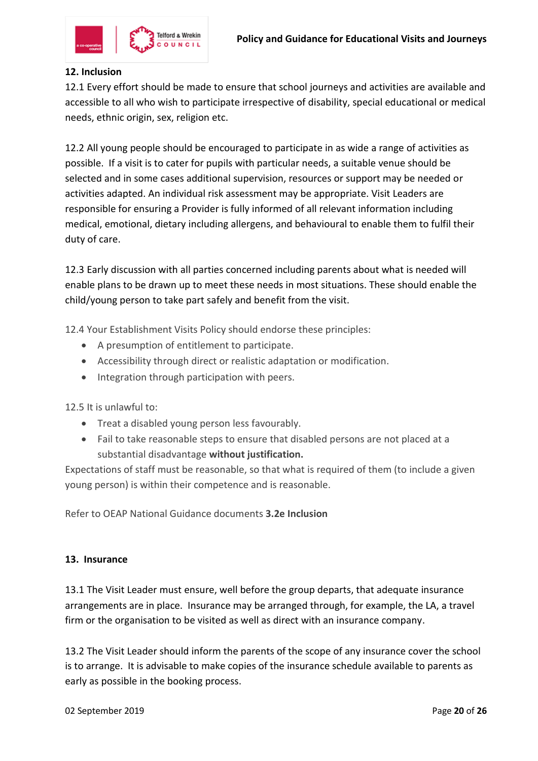## 12. Inclusion

12.1 Every effort should be made to ensure that school journeys and activities are available and accessible to all who wish to participate irrespective of disability, special educational or medical needs, ethnic origin, sex, religion etc.

12.2 All young people should be encouraged to participate in as wide a range of activities as possible. If a visit is to cater for pupils with particular needs, a suitable venue should be selected and in some cases additional supervision, resources or support may be needed or activities adapted. An individual risk assessment may be appropriate. Visit Leaders are responsible for ensuring a Provider is fully informed of all relevant information including medical, emotional, dietary including allergens, and behavioural to enable them to fulfil their duty of care.

12.3 Early discussion with all parties concerned including parents about what is needed will enable plans to be drawn up to meet these needs in most situations. These should enable the child/young person to take part safely and benefit from the visit.

12.4 Your Establishment Visits Policy should endorse these principles:

- A presumption of entitlement to participate.
- Accessibility through direct or realistic adaptation or modification.
- Integration through participation with peers.

12.5 It is unlawful to:

- Treat a disabled young person less favourably.
- Fail to take reasonable steps to ensure that disabled persons are not placed at a substantial disadvantage **without justification.**

Expectations of staff must be reasonable, so that what is required of them (to include a given young person) is within their competence and is reasonable.

Refer to OEAP National Guidance documents **3.2e Inclusion**

## 13. Insurance

13.1 The Visit Leader must ensure, well before the group departs, that adequate insurance arrangements are in place. Insurance may be arranged through, for example, the LA, a travel firm or the organisation to be visited as well as direct with an insurance company.

13.2 The Visit Leader should inform the parents of the scope of any insurance cover the school is to arrange. It is advisable to make copies of the insurance schedule available to parents as early as possible in the booking process.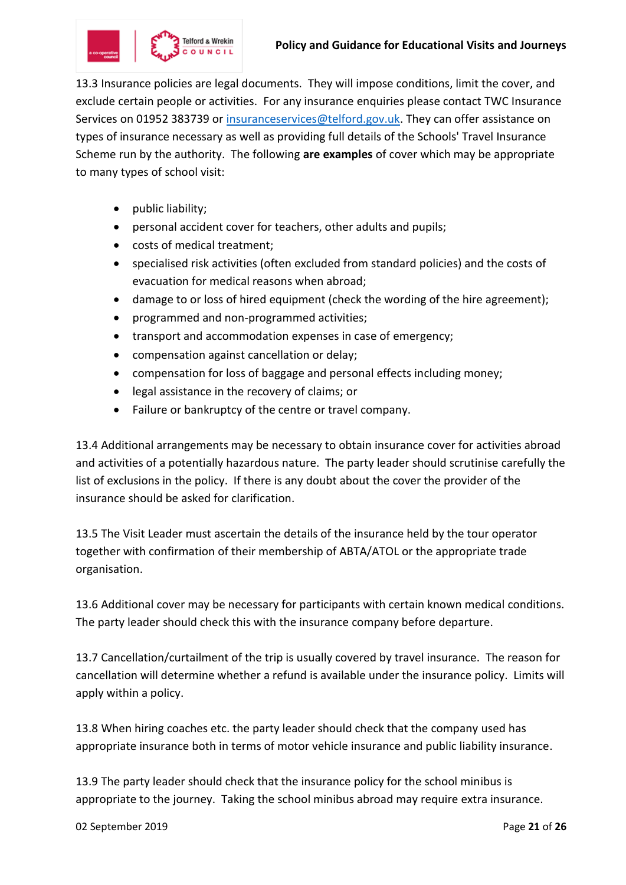13.3 Insurance policies are legal documents. They will impose conditions, limit the cover, and exclude certain people or activities. For any insurance enquiries please contact TWC Insurance Services on 01952 383739 or [insuranceservices@telford.gov.uk](mailto:insuranceservices@telford.gov.uk). They can offer assistance on types of insurance necessary as well as providing full details of the Schools' Travel Insurance Scheme run by the authority. The following **are examples** of cover which may be appropriate to many types of school visit:

- public liability;
- personal accident cover for teachers, other adults and pupils;
- costs of medical treatment;
- specialised risk activities (often excluded from standard policies) and the costs of evacuation for medical reasons when abroad;
- damage to or loss of hired equipment (check the wording of the hire agreement);
- programmed and non-programmed activities;
- transport and accommodation expenses in case of emergency;
- compensation against cancellation or delay;
- compensation for loss of baggage and personal effects including money;
- legal assistance in the recovery of claims; or
- Failure or bankruptcy of the centre or travel company.

13.4 Additional arrangements may be necessary to obtain insurance cover for activities abroad and activities of a potentially hazardous nature. The party leader should scrutinise carefully the list of exclusions in the policy. If there is any doubt about the cover the provider of the insurance should be asked for clarification.

13.5 The Visit Leader must ascertain the details of the insurance held by the tour operator together with confirmation of their membership of ABTA/ATOL or the appropriate trade organisation.

13.6 Additional cover may be necessary for participants with certain known medical conditions. The party leader should check this with the insurance company before departure.

13.7 Cancellation/curtailment of the trip is usually covered by travel insurance. The reason for cancellation will determine whether a refund is available under the insurance policy. Limits will apply within a policy.

13.8 When hiring coaches etc. the party leader should check that the company used has appropriate insurance both in terms of motor vehicle insurance and public liability insurance.

13.9 The party leader should check that the insurance policy for the school minibus is appropriate to the journey. Taking the school minibus abroad may require extra insurance.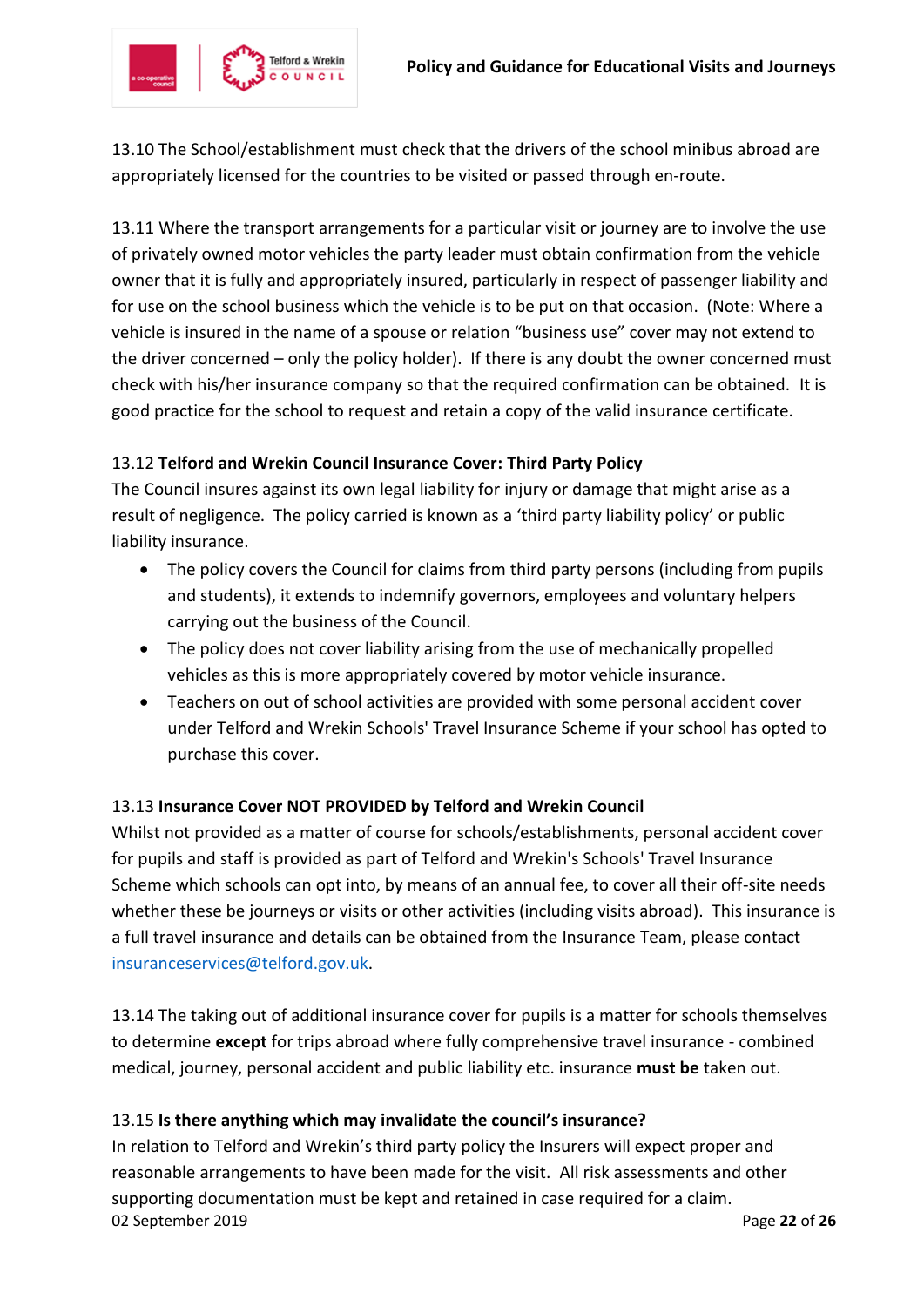13.10 The School/establishment must check that the drivers of the school minibus abroad are appropriately licensed for the countries to be visited or passed through en-route.

13.11 Where the transport arrangements for a particular visit or journey are to involve the use of privately owned motor vehicles the party leader must obtain confirmation from the vehicle owner that it is fully and appropriately insured, particularly in respect of passenger liability and for use on the school business which the vehicle is to be put on that occasion. (Note: Where a vehicle is insured in the name of a spouse or relation "business use" cover may not extend to the driver concerned – only the policy holder). If there is any doubt the owner concerned must check with his/her insurance company so that the required confirmation can be obtained. It is good practice for the school to request and retain a copy of the valid insurance certificate.

13.12 **Telford and Wrekin Council Insurance Cover: Third Party Policy**

The Council insures against its own legal liability for injury or damage that might arise as a result of negligence. The policy carried is known as a 'third party liability policy' or public liability insurance.

- The policy covers the Council for claims from third party persons (including from pupils and students), it extends to indemnify governors, employees and voluntary helpers carrying out the business of the Council.
- The policy does not cover liability arising from the use of mechanically propelled vehicles as this is more appropriately covered by motor vehicle insurance.
- Teachers on out of school activities are provided with some personal accident cover under Telford and Wrekin Schools' Travel Insurance Scheme if your school has opted to purchase this cover.

13.13 **Insurance Cover NOT PROVIDED by Telford and Wrekin Council**

Whilst not provided as a matter of course for schools/establishments, personal accident cover for pupils and staff is provided as part of Telford and Wrekin's Schools' Travel Insurance Scheme which schools can opt into, by means of an annual fee, to cover all their off-site needs whether these be journeys or visits or other activities (including visits abroad). This insurance is a full travel insurance and details can be obtained from the Insurance Team, please contact insuranceservices@telford.gov.uk.

13.14 The taking out of additional insurance cover for pupils is a matter for schools themselves to determine **except** for trips abroad where fully comprehensive travel insurance - combined medical, journey, personal accident and public liability etc. insurance **must be** taken out.

13.15 **Is there anything which may invalidate the council's insurance?**

In relation to Telford and Wrekin's third party policy the Insurers will expect proper and reasonable arrangements to have been made for the visit. All risk assessments and other supporting documentation must be kept and retained in case required for a claim.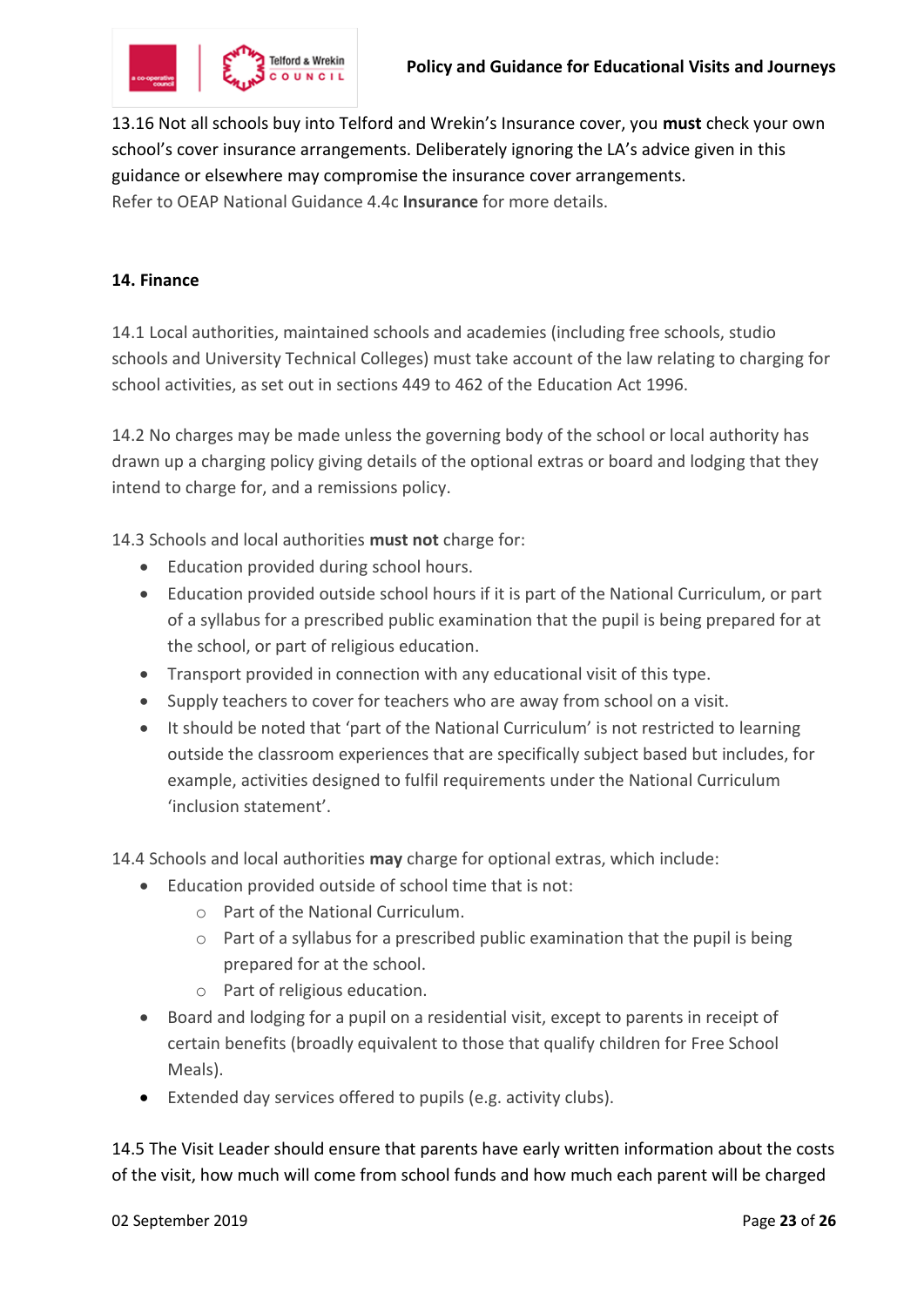13.16 Not all schools buy into Telford and Wrekin's Insurance cover, you **must** check your own school's cover insurance arrangements. Deliberately ignoring the LA's advice given in this guidance or elsewhere may compromise the insurance cover arrangements.
Refer to OEAP National Guidance 4.4c **Insurance** for more details.

**14. Finance**

14.1 Local authorities, maintained schools and academies (including free schools, studio schools and University Technical Colleges) must take account of the law relating to charging for school activities, as set out in sections 449 to 462 of the Education Act 1996.

14.2 No charges may be made unless the governing body of the school or local authority has drawn up a charging policy giving details of the optional extras or board and lodging that they intend to charge for, and a remissions policy.

14.3 Schools and local authorities **must not** charge for:

- Education provided during school hours.
- Education provided outside school hours if it is part of the National Curriculum, or part of a syllabus for a prescribed public examination that the pupil is being prepared for at the school, or part of religious education.
- Transport provided in connection with any educational visit of this type.
- Supply teachers to cover for teachers who are away from school on a visit.
- It should be noted that 'part of the National Curriculum' is not restricted to learning outside the classroom experiences that are specifically subject based but includes, for example, activities designed to fulfil requirements under the National Curriculum 'inclusion statement'.

14.4 Schools and local authorities **may** charge for optional extras, which include:

- Education provided outside of school time that is not:
  - Part of the National Curriculum.
  - Part of a syllabus for a prescribed public examination that the pupil is being prepared for at the school.
  - Part of religious education.
- Board and lodging for a pupil on a residential visit, except to parents in receipt of certain benefits (broadly equivalent to those that qualify children for Free School Meals).
- Extended day services offered to pupils (e.g. activity clubs).

14.5 The Visit Leader should ensure that parents have early written information about the costs of the visit, how much will come from school funds and how much each parent will be charged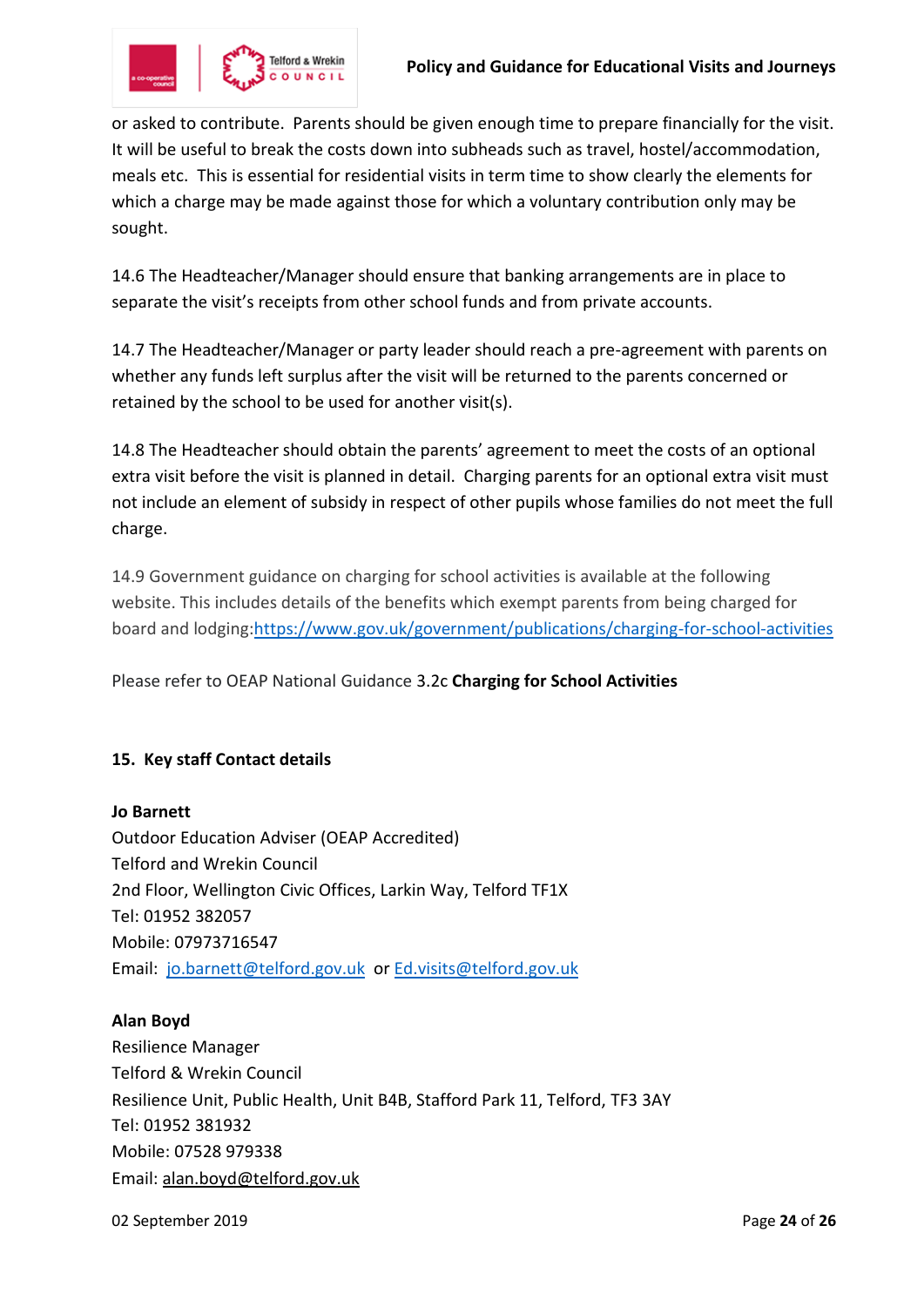or asked to contribute. Parents should be given enough time to prepare financially for the visit. It will be useful to break the costs down into subheads such as travel, hostel/accommodation, meals etc. This is essential for residential visits in term time to show clearly the elements for which a charge may be made against those for which a voluntary contribution only may be sought.

14.6 The Headteacher/Manager should ensure that banking arrangements are in place to separate the visit's receipts from other school funds and from private accounts.

14.7 The Headteacher/Manager or party leader should reach a pre-agreement with parents on whether any funds left surplus after the visit will be returned to the parents concerned or retained by the school to be used for another visit(s).

14.8 The Headteacher should obtain the parents' agreement to meet the costs of an optional extra visit before the visit is planned in detail. Charging parents for an optional extra visit must not include an element of subsidy in respect of other pupils whose families do not meet the full charge.

14.9 Government guidance on charging for school activities is available at the following website. This includes details of the benefits which exempt parents from being charged for board and lodging:https://www.gov.uk/government/publications/charging-for-school-activities

Please refer to OEAP National Guidance 3.2c **Charging for School Activities**

## 15. Key staff Contact details

**Jo Barnett**
Outdoor Education Adviser (OEAP Accredited)
Telford and Wrekin Council
2nd Floor, Wellington Civic Offices, Larkin Way, Telford TF1X
Tel: 01952 382057
Mobile: 07973716547
Email: jo.barnett@telford.gov.uk or Ed.visits@telford.gov.uk

**Alan Boyd**
Resilience Manager
Telford & Wrekin Council
Resilience Unit, Public Health, Unit B4B, Stafford Park 11, Telford, TF3 3AY
Tel: 01952 381932
Mobile: 07528 979338
Email: alan.boyd@telford.gov.uk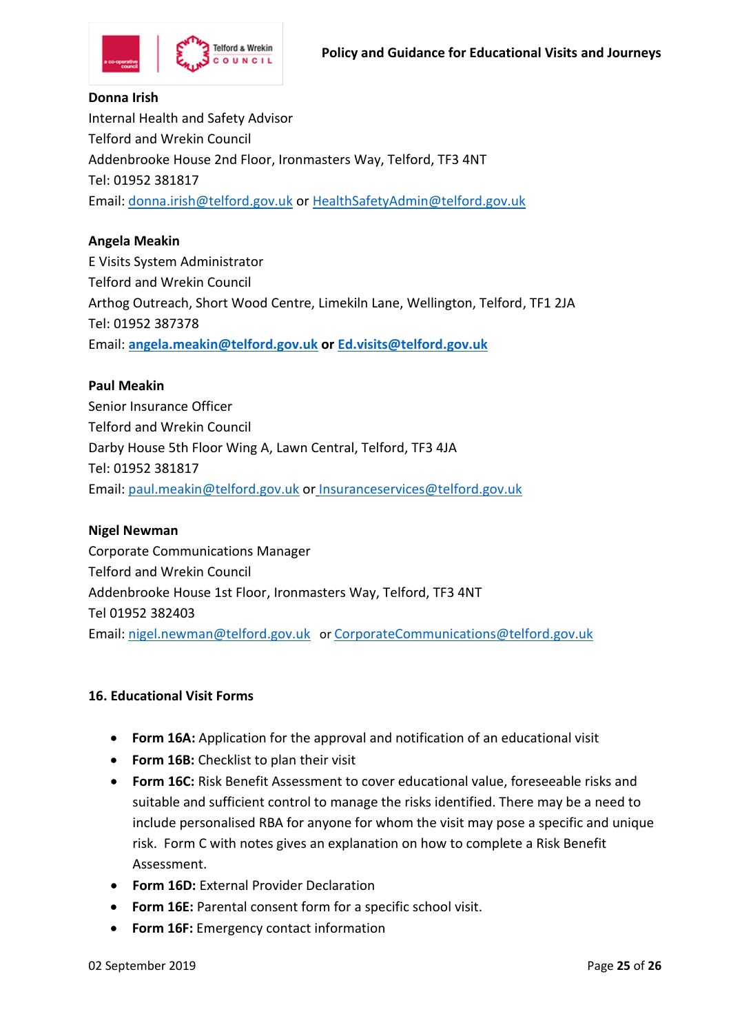**Donna Irish**
Internal Health and Safety Advisor
Telford and Wrekin Council
Addenbrooke House 2nd Floor, Ironmasters Way, Telford, TF3 4NT
Tel: 01952 381817
Email: donna.irish@telford.gov.uk or HealthSafetyAdmin@telford.gov.uk

**Angela Meakin**
E Visits System Administrator
Telford and Wrekin Council
Arthog Outreach, Short Wood Centre, Limekiln Lane, Wellington, Telford, TF1 2JA
Tel: 01952 387378
Email: **angela.meakin@telford.gov.uk or Ed.visits@telford.gov.uk**

**Paul Meakin**
Senior Insurance Officer
Telford and Wrekin Council
Darby House 5th Floor Wing A, Lawn Central, Telford, TF3 4JA
Tel: 01952 381817
Email: paul.meakin@telford.gov.uk or Insuranceservices@telford.gov.uk

**Nigel Newman**
Corporate Communications Manager
Telford and Wrekin Council
Addenbrooke House 1st Floor, Ironmasters Way, Telford, TF3 4NT
Tel 01952 382403
Email: nigel.newman@telford.gov.uk or CorporateCommunications@telford.gov.uk

## 16. Educational Visit Forms

- **Form 16A:** Application for the approval and notification of an educational visit
- **Form 16B:** Checklist to plan their visit
- **Form 16C:** Risk Benefit Assessment to cover educational value, foreseeable risks and suitable and sufficient control to manage the risks identified. There may be a need to include personalised RBA for anyone for whom the visit may pose a specific and unique risk. Form C with notes gives an explanation on how to complete a Risk Benefit Assessment.
- **Form 16D:** External Provider Declaration
- **Form 16E:** Parental consent form for a specific school visit.
- **Form 16F:** Emergency contact information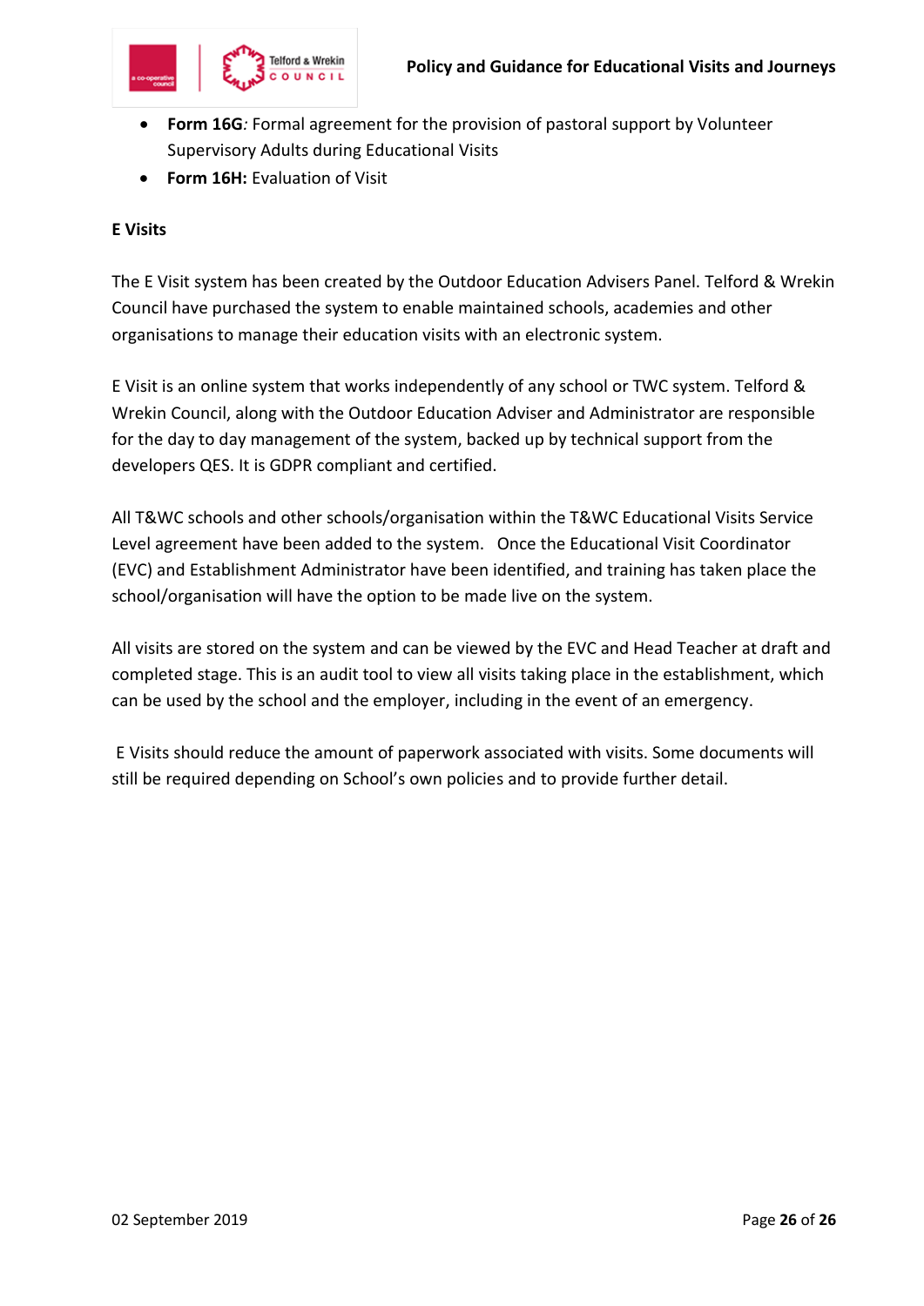- **Form 16G***:* Formal agreement for the provision of pastoral support by Volunteer Supervisory Adults during Educational Visits
- **Form 16H:** Evaluation of Visit

**E Visits**

The E Visit system has been created by the Outdoor Education Advisers Panel. Telford & Wrekin Council have purchased the system to enable maintained schools, academies and other organisations to manage their education visits with an electronic system.

E Visit is an online system that works independently of any school or TWC system. Telford & Wrekin Council, along with the Outdoor Education Adviser and Administrator are responsible for the day to day management of the system, backed up by technical support from the developers QES. It is GDPR compliant and certified.

All T&WC schools and other schools/organisation within the T&WC Educational Visits Service Level agreement have been added to the system. Once the Educational Visit Coordinator (EVC) and Establishment Administrator have been identified, and training has taken place the school/organisation will have the option to be made live on the system.

All visits are stored on the system and can be viewed by the EVC and Head Teacher at draft and completed stage. This is an audit tool to view all visits taking place in the establishment, which can be used by the school and the employer, including in the event of an emergency.

E Visits should reduce the amount of paperwork associated with visits. Some documents will still be required depending on School's own policies and to provide further detail.